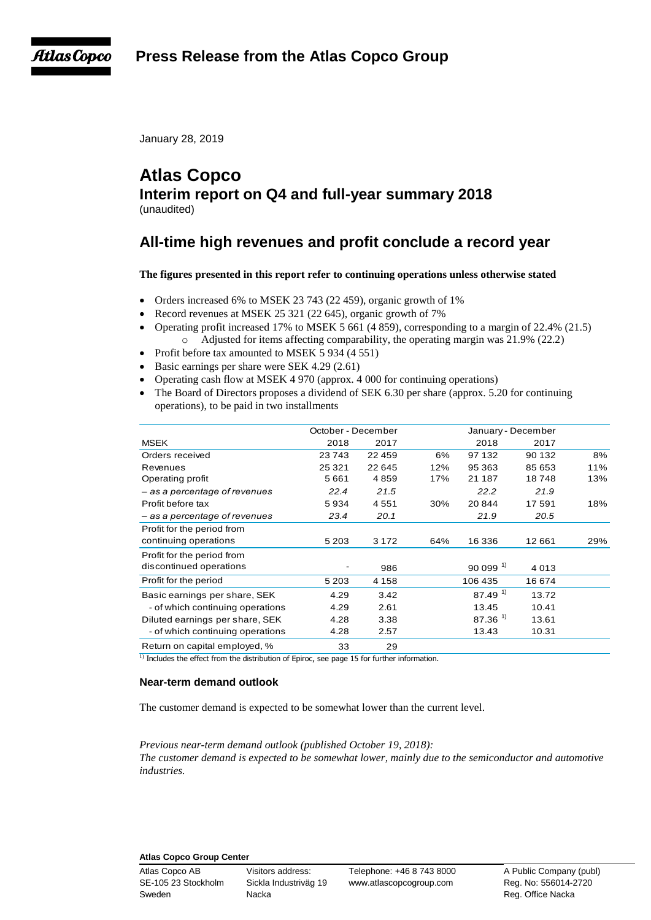**Press Release from the Atlas Copco Group**

January 28, 2019

# Atlas Copco

## Interim report on Q4 and full-year summary 2018

(unaudited)

## All-time high revenues and profit conclude a record year

**The figures presented in this report refer to continuing operations unless otherwise stated**

- Orders increased 6% to MSEK 23 743 (22 459), organic growth of 1%
- Record revenues at MSEK 25 321 (22 645), organic growth of 7%
- Operating profit increased 17% to MSEK 5 661 (4 859), corresponding to a margin of 22.4% (21.5)
  - Adjusted for items affecting comparability, the operating margin was 21.9% (22.2)
- Profit before tax amounted to MSEK 5 934 (4 551)
- Basic earnings per share were SEK 4.29 (2.61)
- Operating cash flow at MSEK 4 970 (approx. 4 000 for continuing operations)
- The Board of Directors proposes a dividend of SEK 6.30 per share (approx. 5.20 for continuing operations), to be paid in two installments

| | October - December | | | January - December | | |
|---|---|---|---|---|---|---|
| MSEK | 2018 | 2017 | | 2018 | 2017 | |
| Orders received | 23 743 | 22 459 | 6% | 97 132 | 90 132 | 8% |
| Revenues | 25 321 | 22 645 | 12% | 95 363 | 85 653 | 11% |
| Operating profit | 5 661 | 4 859 | 17% | 21 187 | 18 748 | 13% |
| *– as a percentage of revenues* | *22.4* | *21.5* | | *22.2* | *21.9* | |
| Profit before tax | 5 934 | 4 551 | 30% | 20 844 | 17 591 | 18% |
| *– as a percentage of revenues* | *23.4* | *20.1* | | *21.9* | *20.5* | |
| Profit for the period from continuing operations | 5 203 | 3 172 | 64% | 16 336 | 12 661 | 29% |
| Profit for the period from discontinued operations | - | 986 | | 90 099 [1] | 4 013 | |
| Profit for the period | 5 203 | 4 158 | | 106 435 | 16 674 | |
| Basic earnings per share, SEK | 4.29 | 3.42 | | 87.49 [1] | 13.72 | |
| - of which continuing operations | 4.29 | 2.61 | | 13.45 | 10.41 | |
| Diluted earnings per share, SEK | 4.28 | 3.38 | | 87.36 [1] | 13.61 | |
| - of which continuing operations | 4.28 | 2.57 | | 13.43 | 10.31 | |
| Return on capital employed, % | 33 | 29 | | | | |

[1] Includes the effect from the distribution of Epiroc, see page 15 for further information.

### Near-term demand outlook

The customer demand is expected to be somewhat lower than the current level.

*Previous near-term demand outlook (published October 19, 2018):*
*The customer demand is expected to be somewhat lower, mainly due to the semiconductor and automotive industries.*

**Atlas Copco Group Center**

Atlas Copco AB
SE-105 23 Stockholm
Sweden

Visitors address:
Sickla Industriväg 19
Nacka

Telephone: +46 8 743 8000
www.atlascopcogroup.com

A Public Company (publ)
Reg. No: 556014-2720
Reg. Office Nacka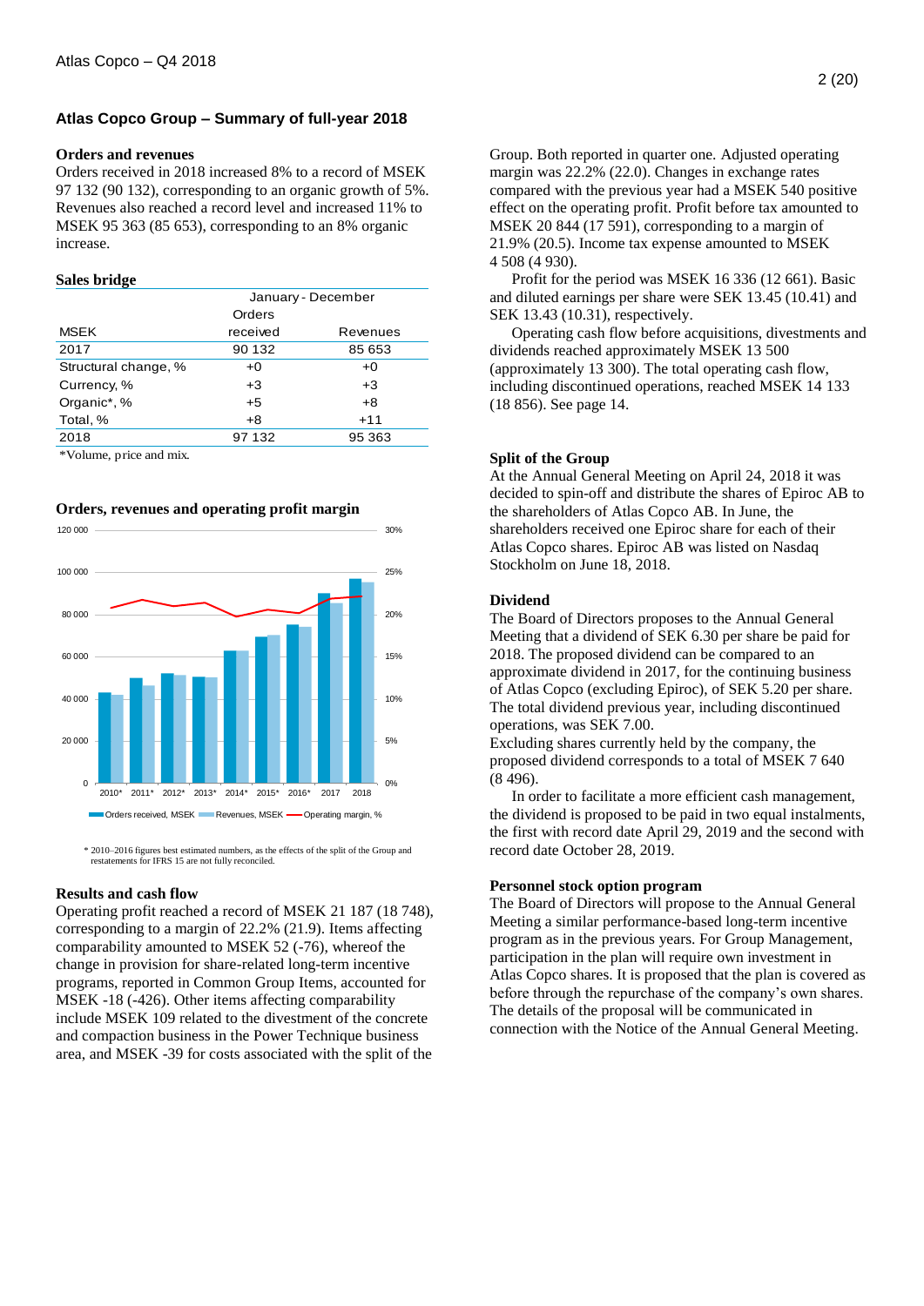## Atlas Copco Group – Summary of full-year 2018

### Orders and revenues

Orders received in 2018 increased 8% to a record of MSEK 97 132 (90 132), corresponding to an organic growth of 5%. Revenues also reached a record level and increased 11% to MSEK 95 363 (85 653), corresponding to an 8% organic increase.

### Sales bridge

| | January - December | |
|---|---|---|
| MSEK | Orders received | Revenues |
| 2017 | 90 132 | 85 653 |
| Structural change, % | +0 | +0 |
| Currency, % | +3 | +3 |
| Organic*, % | +5 | +8 |
| Total, % | +8 | +11 |
| 2018 | 97 132 | 95 363 |

*Volume, price and mix.

### Orders, revenues and operating profit margin

| | 2010* | 2011* | 2012* | 2013* | 2014* | 2015* | 2016* | 2017 | 2018 |
|---|---|---|---|---|---|---|---|---|---|

Orders received, MSEK / Revenues, MSEK / Operating margin, %

* 2010–2016 figures best estimated numbers, as the effects of the split of the Group and restatements for IFRS 15 are not fully reconciled.

### Results and cash flow

Operating profit reached a record of MSEK 21 187 (18 748), corresponding to a margin of 22.2% (21.9). Items affecting comparability amounted to MSEK 52 (-76), whereof the change in provision for share-related long-term incentive programs, reported in Common Group Items, accounted for MSEK -18 (-426). Other items affecting comparability include MSEK 109 related to the divestment of the concrete and compaction business in the Power Technique business area, and MSEK -39 for costs associated with the split of the Group. Both reported in quarter one. Adjusted operating margin was 22.2% (22.0). Changes in exchange rates compared with the previous year had a MSEK 540 positive effect on the operating profit. Profit before tax amounted to MSEK 20 844 (17 591), corresponding to a margin of 21.9% (20.5). Income tax expense amounted to MSEK 4 508 (4 930).

Profit for the period was MSEK 16 336 (12 661). Basic and diluted earnings per share were SEK 13.45 (10.41) and SEK 13.43 (10.31), respectively.

Operating cash flow before acquisitions, divestments and dividends reached approximately MSEK 13 500 (approximately 13 300). The total operating cash flow, including discontinued operations, reached MSEK 14 133 (18 856). See page 14.

### Split of the Group

At the Annual General Meeting on April 24, 2018 it was decided to spin-off and distribute the shares of Epiroc AB to the shareholders of Atlas Copco AB. In June, the shareholders received one Epiroc share for each of their Atlas Copco shares. Epiroc AB was listed on Nasdaq Stockholm on June 18, 2018.

### Dividend

The Board of Directors proposes to the Annual General Meeting that a dividend of SEK 6.30 per share be paid for 2018. The proposed dividend can be compared to an approximate dividend in 2017, for the continuing business of Atlas Copco (excluding Epiroc), of SEK 5.20 per share. The total dividend previous year, including discontinued operations, was SEK 7.00.
Excluding shares currently held by the company, the proposed dividend corresponds to a total of MSEK 7 640 (8 496).

In order to facilitate a more efficient cash management, the dividend is proposed to be paid in two equal instalments, the first with record date April 29, 2019 and the second with record date October 28, 2019.

### Personnel stock option program

The Board of Directors will propose to the Annual General Meeting a similar performance-based long-term incentive program as in the previous years. For Group Management, participation in the plan will require own investment in Atlas Copco shares. It is proposed that the plan is covered as before through the repurchase of the company's own shares. The details of the proposal will be communicated in connection with the Notice of the Annual General Meeting.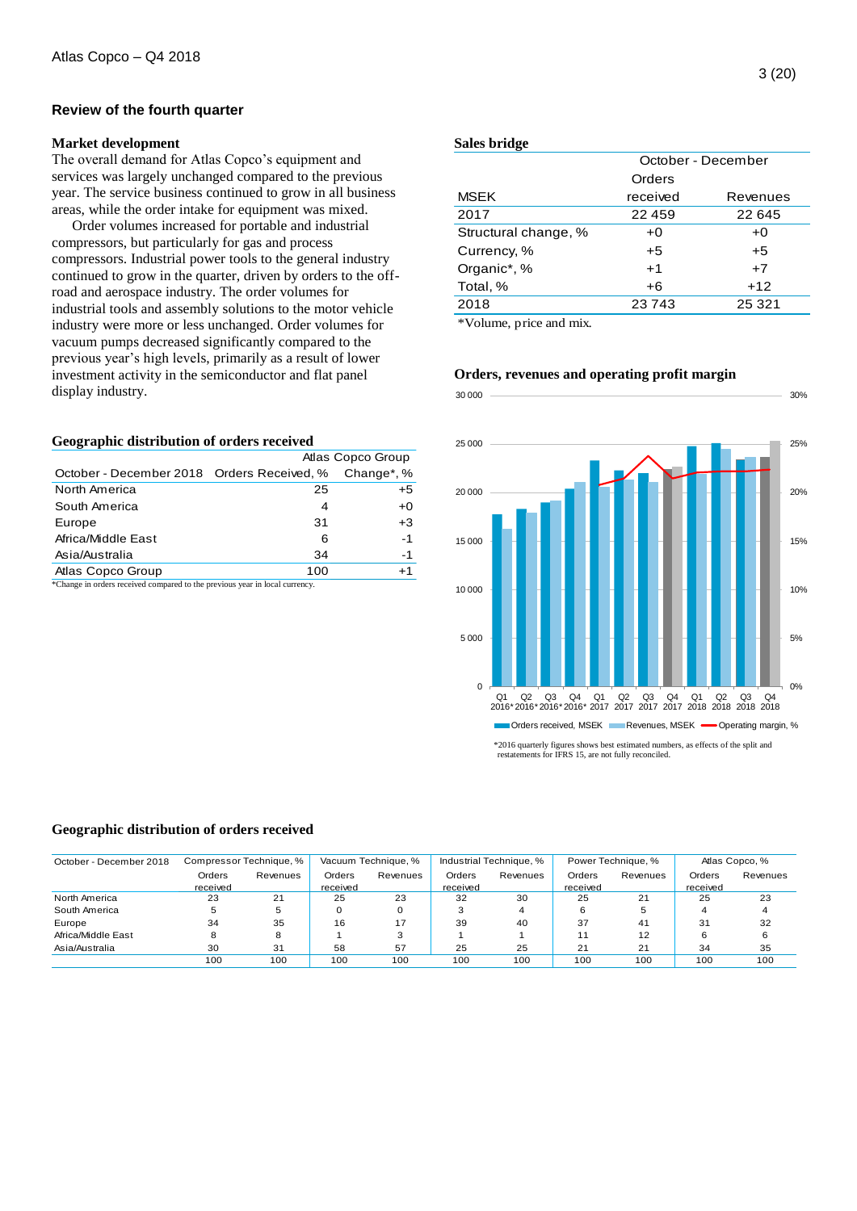## Review of the fourth quarter

### Market development

The overall demand for Atlas Copco's equipment and services was largely unchanged compared to the previous year. The service business continued to grow in all business areas, while the order intake for equipment was mixed.

Order volumes increased for portable and industrial compressors, but particularly for gas and process compressors. Industrial power tools to the general industry continued to grow in the quarter, driven by orders to the off-road and aerospace industry. The order volumes for industrial tools and assembly solutions to the motor vehicle industry were more or less unchanged. Order volumes for vacuum pumps decreased significantly compared to the previous year's high levels, primarily as a result of lower investment activity in the semiconductor and flat panel display industry.

### Geographic distribution of orders received

| | Atlas Copco Group | |
|---|---|---|
| October - December 2018 | Orders Received, % | Change*, % |
| North America | 25 | +5 |
| South America | 4 | +0 |
| Europe | 31 | +3 |
| Africa/Middle East | 6 | -1 |
| Asia/Australia | 34 | -1 |
| Atlas Copco Group | 100 | +1 |

*Change in orders received compared to the previous year in local currency.

### Sales bridge

| | October - December | |
|---|---|---|
| MSEK | Orders received | Revenues |
| 2017 | 22 459 | 22 645 |
| Structural change, % | +0 | +0 |
| Currency, % | +5 | +5 |
| Organic*, % | +1 | +7 |
| Total, % | +6 | +12 |
| 2018 | 23 743 | 25 321 |

*Volume, price and mix.

### Orders, revenues and operating profit margin

Orders received, MSEK; Revenues, MSEK; Operating margin, %

*2016 quarterly figures shows best estimated numbers, as effects of the split and restatements for IFRS 15, are not fully reconciled.

### Geographic distribution of orders received

| October - December 2018 | Compressor Technique, % | | Vacuum Technique, % | | Industrial Technique, % | | Power Technique, % | | Atlas Copco, % | |
|---|---|---|---|---|---|---|---|---|---|---|
| | Orders received | Revenues | Orders received | Revenues | Orders received | Revenues | Orders received | Revenues | Orders received | Revenues |
| North America | 23 | 21 | 25 | 23 | 32 | 30 | 25 | 21 | 25 | 23 |
| South America | 5 | 5 | 0 | 0 | 3 | 4 | 6 | 5 | 4 | 4 |
| Europe | 34 | 35 | 16 | 17 | 39 | 40 | 37 | 41 | 31 | 32 |
| Africa/Middle East | 8 | 8 | 1 | 3 | 1 | 1 | 11 | 12 | 6 | 6 |
| Asia/Australia | 30 | 31 | 58 | 57 | 25 | 25 | 21 | 21 | 34 | 35 |
| | 100 | 100 | 100 | 100 | 100 | 100 | 100 | 100 | 100 | 100 |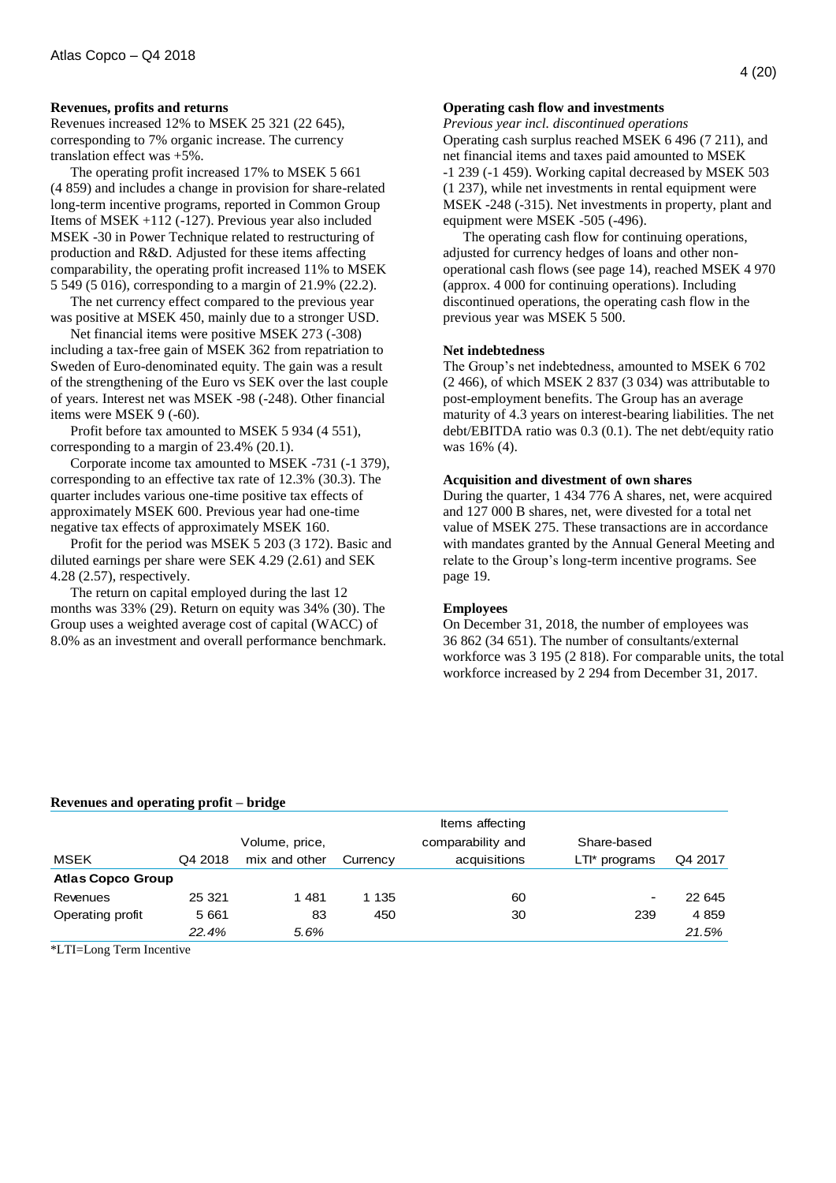### Revenues, profits and returns

Revenues increased 12% to MSEK 25 321 (22 645), corresponding to 7% organic increase. The currency translation effect was +5%.

The operating profit increased 17% to MSEK 5 661 (4 859) and includes a change in provision for share-related long-term incentive programs, reported in Common Group Items of MSEK +112 (-127). Previous year also included MSEK -30 in Power Technique related to restructuring of production and R&D. Adjusted for these items affecting comparability, the operating profit increased 11% to MSEK 5 549 (5 016), corresponding to a margin of 21.9% (22.2).

The net currency effect compared to the previous year was positive at MSEK 450, mainly due to a stronger USD.

Net financial items were positive MSEK 273 (-308) including a tax-free gain of MSEK 362 from repatriation to Sweden of Euro-denominated equity. The gain was a result of the strengthening of the Euro vs SEK over the last couple of years. Interest net was MSEK -98 (-248). Other financial items were MSEK 9 (-60).

Profit before tax amounted to MSEK 5 934 (4 551), corresponding to a margin of 23.4% (20.1).

Corporate income tax amounted to MSEK -731 (-1 379), corresponding to an effective tax rate of 12.3% (30.3). The quarter includes various one-time positive tax effects of approximately MSEK 600. Previous year had one-time negative tax effects of approximately MSEK 160.

Profit for the period was MSEK 5 203 (3 172). Basic and diluted earnings per share were SEK 4.29 (2.61) and SEK 4.28 (2.57), respectively.

The return on capital employed during the last 12 months was 33% (29). Return on equity was 34% (30). The Group uses a weighted average cost of capital (WACC) of 8.0% as an investment and overall performance benchmark.

### Operating cash flow and investments

*Previous year incl. discontinued operations*

Operating cash surplus reached MSEK 6 496 (7 211), and net financial items and taxes paid amounted to MSEK -1 239 (-1 459). Working capital decreased by MSEK 503 (1 237), while net investments in rental equipment were MSEK -248 (-315). Net investments in property, plant and equipment were MSEK -505 (-496).

The operating cash flow for continuing operations, adjusted for currency hedges of loans and other non-operational cash flows (see page 14), reached MSEK 4 970 (approx. 4 000 for continuing operations). Including discontinued operations, the operating cash flow in the previous year was MSEK 5 500.

### Net indebtedness

The Group's net indebtedness, amounted to MSEK 6 702 (2 466), of which MSEK 2 837 (3 034) was attributable to post-employment benefits. The Group has an average maturity of 4.3 years on interest-bearing liabilities. The net debt/EBITDA ratio was 0.3 (0.1). The net debt/equity ratio was 16% (4).

### Acquisition and divestment of own shares

During the quarter, 1 434 776 A shares, net, were acquired and 127 000 B shares, net, were divested for a total net value of MSEK 275. These transactions are in accordance with mandates granted by the Annual General Meeting and relate to the Group's long-term incentive programs. See page 19.

### Employees

On December 31, 2018, the number of employees was 36 862 (34 651). The number of consultants/external workforce was 3 195 (2 818). For comparable units, the total workforce increased by 2 294 from December 31, 2017.

### Revenues and operating profit – bridge

| MSEK | Q4 2018 | Volume, price, mix and other | Currency | Items affecting comparability and acquisitions | Share-based LTI* programs | Q4 2017 |
|---|---|---|---|---|---|---|
| **Atlas Copco Group** | | | | | | |
| Revenues | 25 321 | 1 481 | 1 135 | 60 | - | 22 645 |
| Operating profit | 5 661 | 83 | 450 | 30 | 239 | 4 859 |
| | *22.4%* | *5.6%* | | | | *21.5%* |

*LTI=Long Term Incentive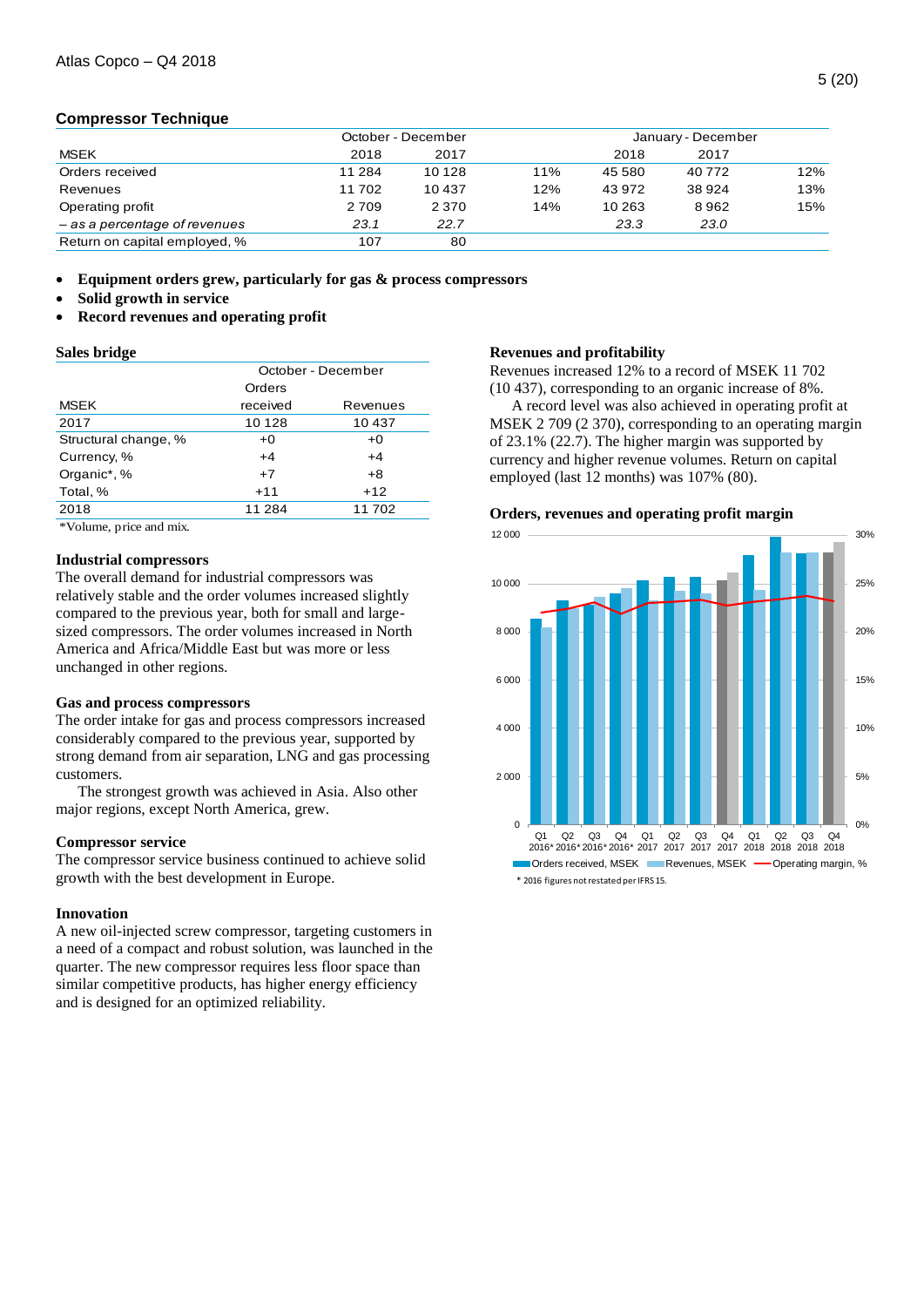## Compressor Technique

| MSEK | October - December | | | January - December | | |
|---|---|---|---|---|---|---|
| | 2018 | 2017 | | 2018 | 2017 | |
| Orders received | 11 284 | 10 128 | 11% | 45 580 | 40 772 | 12% |
| Revenues | 11 702 | 10 437 | 12% | 43 972 | 38 924 | 13% |
| Operating profit | 2 709 | 2 370 | 14% | 10 263 | 8 962 | 15% |
| *– as a percentage of revenues* | *23.1* | *22.7* | | *23.3* | *23.0* | |
| Return on capital employed, % | 107 | 80 | | | | |

- **Equipment orders grew, particularly for gas & process compressors**
- **Solid growth in service**
- **Record revenues and operating profit**

### Sales bridge

| MSEK | October - December | |
|---|---|---|
| | Orders received | Revenues |
| 2017 | 10 128 | 10 437 |
| Structural change, % | +0 | +0 |
| Currency, % | +4 | +4 |
| Organic*, % | +7 | +8 |
| Total, % | +11 | +12 |
| 2018 | 11 284 | 11 702 |

*Volume, price and mix.

### Industrial compressors

The overall demand for industrial compressors was relatively stable and the order volumes increased slightly compared to the previous year, both for small and large-sized compressors. The order volumes increased in North America and Africa/Middle East but was more or less unchanged in other regions.

### Gas and process compressors

The order intake for gas and process compressors increased considerably compared to the previous year, supported by strong demand from air separation, LNG and gas processing customers.

The strongest growth was achieved in Asia. Also other major regions, except North America, grew.

### Compressor service

The compressor service business continued to achieve solid growth with the best development in Europe.

### Innovation

A new oil-injected screw compressor, targeting customers in a need of a compact and robust solution, was launched in the quarter. The new compressor requires less floor space than similar competitive products, has higher energy efficiency and is designed for an optimized reliability.

### Revenues and profitability

Revenues increased 12% to a record of MSEK 11 702 (10 437), corresponding to an organic increase of 8%.

A record level was also achieved in operating profit at MSEK 2 709 (2 370), corresponding to an operating margin of 23.1% (22.7). The higher margin was supported by currency and higher revenue volumes. Return on capital employed (last 12 months) was 107% (80).

### Orders, revenues and operating profit margin

* 2016 figures not restated per IFRS 15.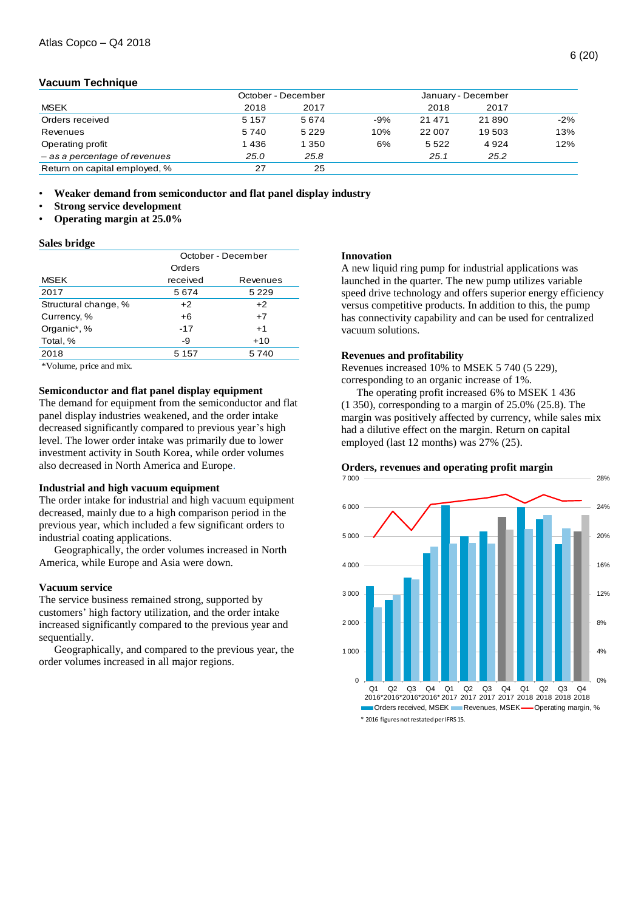## Vacuum Technique

| MSEK | October - December 2018 | October - December 2017 | | January - December 2018 | January - December 2017 | |
|---|---|---|---|---|---|---|
| Orders received | 5 157 | 5 674 | -9% | 21 471 | 21 890 | -2% |
| Revenues | 5 740 | 5 229 | 10% | 22 007 | 19 503 | 13% |
| Operating profit | 1 436 | 1 350 | 6% | 5 522 | 4 924 | 12% |
| *– as a percentage of revenues* | *25.0* | *25.8* | | *25.1* | *25.2* | |
| Return on capital employed, % | 27 | 25 | | | | |

- **Weaker demand from semiconductor and flat panel display industry**
- **Strong service development**
- **Operating margin at 25.0%**

### Sales bridge

| MSEK | October - December Orders received | October - December Revenues |
|---|---|---|
| 2017 | 5 674 | 5 229 |
| Structural change, % | +2 | +2 |
| Currency, % | +6 | +7 |
| Organic*, % | -17 | +1 |
| Total, % | -9 | +10 |
| 2018 | 5 157 | 5 740 |

*Volume, price and mix.

### Semiconductor and flat panel display equipment

The demand for equipment from the semiconductor and flat panel display industries weakened, and the order intake decreased significantly compared to previous year's high level. The lower order intake was primarily due to lower investment activity in South Korea, while order volumes also decreased in North America and Europe.

### Industrial and high vacuum equipment

The order intake for industrial and high vacuum equipment decreased, mainly due to a high comparison period in the previous year, which included a few significant orders to industrial coating applications.

Geographically, the order volumes increased in North America, while Europe and Asia were down.

### Vacuum service

The service business remained strong, supported by customers' high factory utilization, and the order intake increased significantly compared to the previous year and sequentially.

Geographically, and compared to the previous year, the order volumes increased in all major regions.

### Innovation

A new liquid ring pump for industrial applications was launched in the quarter. The new pump utilizes variable speed drive technology and offers superior energy efficiency versus competitive products. In addition to this, the pump has connectivity capability and can be used for centralized vacuum solutions.

### Revenues and profitability

Revenues increased 10% to MSEK 5 740 (5 229), corresponding to an organic increase of 1%.

The operating profit increased 6% to MSEK 1 436 (1 350), corresponding to a margin of 25.0% (25.8). The margin was positively affected by currency, while sales mix had a dilutive effect on the margin. Return on capital employed (last 12 months) was 27% (25).

### Orders, revenues and operating profit margin

Q1 2016* – Q4 2018; Orders received, MSEK; Revenues, MSEK; Operating margin, %

\* 2016 figures not restated per IFRS 15.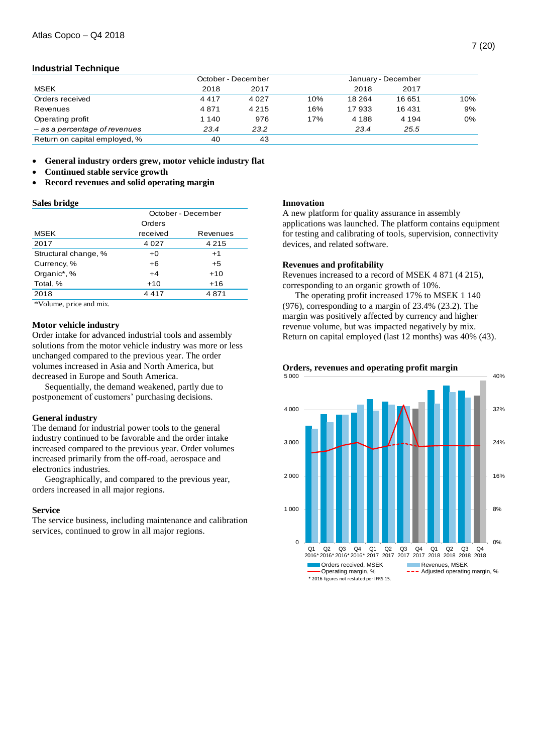## Industrial Technique

| MSEK | October - December 2018 | 2017 | | January - December 2018 | 2017 | |
|---|---|---|---|---|---|---|
| Orders received | 4 417 | 4 027 | 10% | 18 264 | 16 651 | 10% |
| Revenues | 4 871 | 4 215 | 16% | 17 933 | 16 431 | 9% |
| Operating profit | 1 140 | 976 | 17% | 4 188 | 4 194 | 0% |
| *– as a percentage of revenues* | *23.4* | *23.2* | | *23.4* | *25.5* | |
| Return on capital employed, % | 40 | 43 | | | | |

- **General industry orders grew, motor vehicle industry flat**
- **Continued stable service growth**
- **Record revenues and solid operating margin**

### Sales bridge

| MSEK | October - December Orders received | Revenues |
|---|---|---|
| 2017 | 4 027 | 4 215 |
| Structural change, % | +0 | +1 |
| Currency, % | +6 | +5 |
| Organic*, % | +4 | +10 |
| Total, % | +10 | +16 |
| 2018 | 4 417 | 4 871 |

*Volume, price and mix.

### Motor vehicle industry

Order intake for advanced industrial tools and assembly solutions from the motor vehicle industry was more or less unchanged compared to the previous year. The order volumes increased in Asia and North America, but decreased in Europe and South America.

Sequentially, the demand weakened, partly due to postponement of customers' purchasing decisions.

### General industry

The demand for industrial power tools to the general industry continued to be favorable and the order intake increased compared to the previous year. Order volumes increased primarily from the off-road, aerospace and electronics industries.

Geographically, and compared to the previous year, orders increased in all major regions.

### Service

The service business, including maintenance and calibration services, continued to grow in all major regions.

### Innovation

A new platform for quality assurance in assembly applications was launched. The platform contains equipment for testing and calibrating of tools, supervision, connectivity devices, and related software.

### Revenues and profitability

Revenues increased to a record of MSEK 4 871 (4 215), corresponding to an organic growth of 10%.

The operating profit increased 17% to MSEK 1 140 (976), corresponding to a margin of 23.4% (23.2). The margin was positively affected by currency and higher revenue volume, but was impacted negatively by mix. Return on capital employed (last 12 months) was 40% (43).

### Orders, revenues and operating profit margin

Legend: Orders received, MSEK; Revenues, MSEK; Operating margin, %; Adjusted operating margin, %

Quarters: Q1 2016*, Q2 2016*, Q3 2016*, Q4 2016*, Q1 2017, Q2 2017, Q3 2017, Q4 2017, Q1 2018, Q2 2018, Q3 2018, Q4 2018

\* 2016 figures not restated per IFRS 15.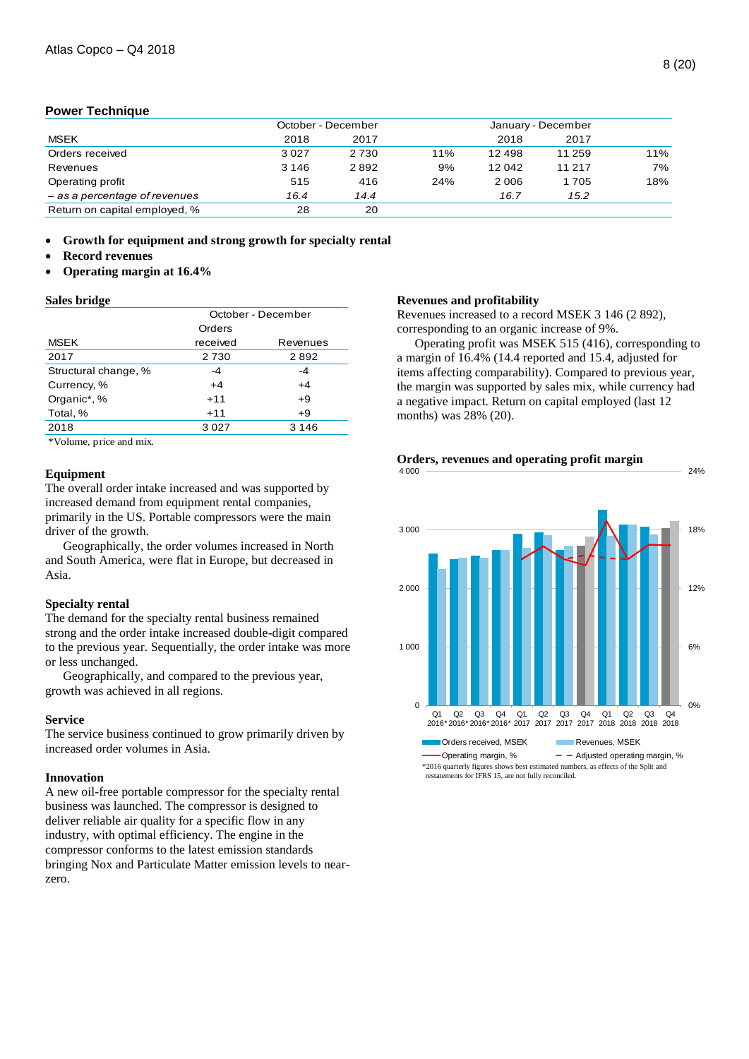## Power Technique

| MSEK | October - December | | | January - December | | |
|---|---|---|---|---|---|---|
| | 2018 | 2017 | | 2018 | 2017 | |
| Orders received | 3 027 | 2 730 | 11% | 12 498 | 11 259 | 11% |
| Revenues | 3 146 | 2 892 | 9% | 12 042 | 11 217 | 7% |
| Operating profit | 515 | 416 | 24% | 2 006 | 1 705 | 18% |
| *– as a percentage of revenues* | *16.4* | *14.4* | | *16.7* | *15.2* | |
| Return on capital employed, % | 28 | 20 | | | | |

- **Growth for equipment and strong growth for specialty rental**
- **Record revenues**
- **Operating margin at 16.4%**

### Sales bridge

| MSEK | October - December | |
|---|---|---|
| | Orders received | Revenues |
| 2017 | 2 730 | 2 892 |
| Structural change, % | -4 | -4 |
| Currency, % | +4 | +4 |
| Organic*, % | +11 | +9 |
| Total, % | +11 | +9 |
| 2018 | 3 027 | 3 146 |

*Volume, price and mix.

### Equipment

The overall order intake increased and was supported by increased demand from equipment rental companies, primarily in the US. Portable compressors were the main driver of the growth.

Geographically, the order volumes increased in North and South America, were flat in Europe, but decreased in Asia.

### Specialty rental

The demand for the specialty rental business remained strong and the order intake increased double-digit compared to the previous year. Sequentially, the order intake was more or less unchanged.

Geographically, and compared to the previous year, growth was achieved in all regions.

### Service

The service business continued to grow primarily driven by increased order volumes in Asia.

### Innovation

A new oil-free portable compressor for the specialty rental business was launched. The compressor is designed to deliver reliable air quality for a specific flow in any industry, with optimal efficiency. The engine in the compressor conforms to the latest emission standards bringing Nox and Particulate Matter emission levels to near-zero.

### Revenues and profitability

Revenues increased to a record MSEK 3 146 (2 892), corresponding to an organic increase of 9%.

Operating profit was MSEK 515 (416), corresponding to a margin of 16.4% (14.4 reported and 15.4, adjusted for items affecting comparability). Compared to previous year, the margin was supported by sales mix, while currency had a negative impact. Return on capital employed (last 12 months) was 28% (20).

### Orders, revenues and operating profit margin

*2016 quarterly figures shows best estimated numbers, as effects of the Split and restatements for IFRS 15, are not fully reconciled.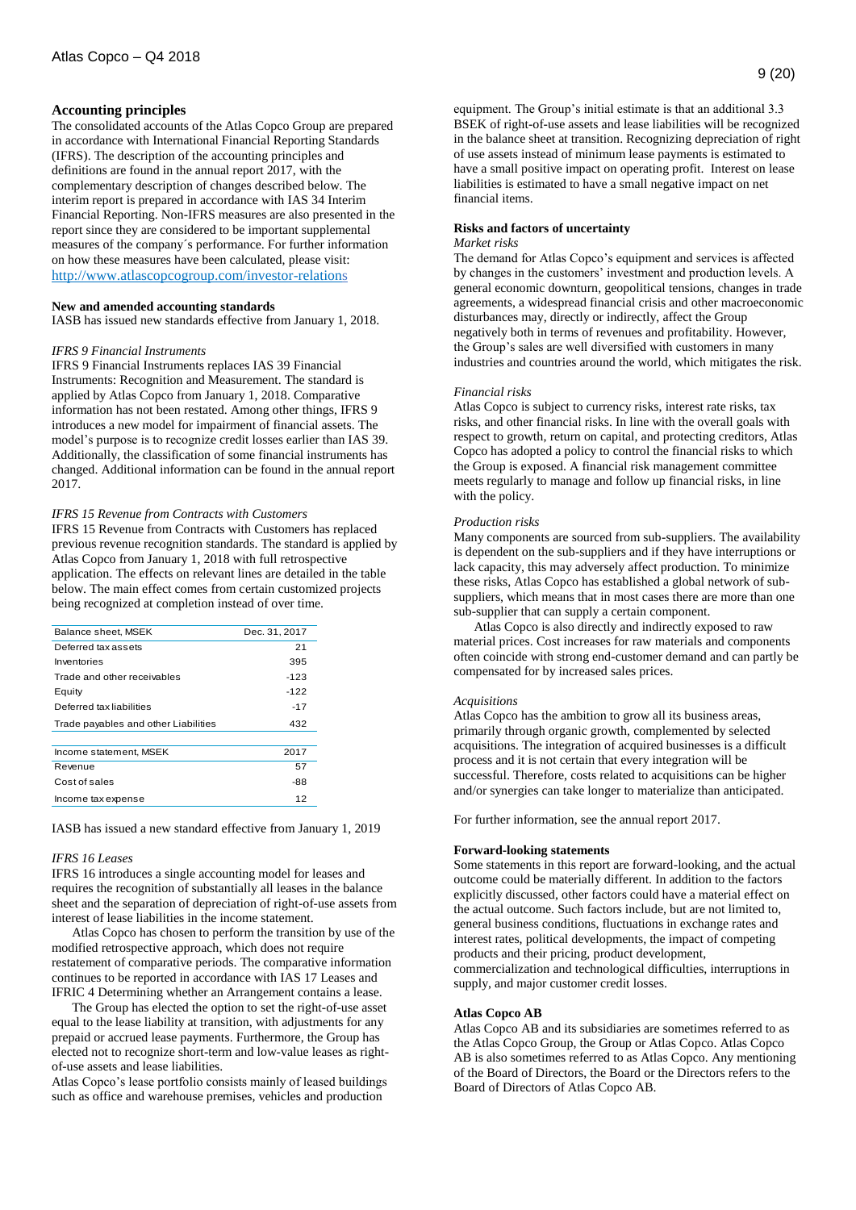## Accounting principles

The consolidated accounts of the Atlas Copco Group are prepared in accordance with International Financial Reporting Standards (IFRS). The description of the accounting principles and definitions are found in the annual report 2017, with the complementary description of changes described below. The interim report is prepared in accordance with IAS 34 Interim Financial Reporting. Non-IFRS measures are also presented in the report since they are considered to be important supplemental measures of the company´s performance. For further information on how these measures have been calculated, please visit: http://www.atlascopcogroup.com/investor-relations

### New and amended accounting standards

IASB has issued new standards effective from January 1, 2018.

*IFRS 9 Financial Instruments*

IFRS 9 Financial Instruments replaces IAS 39 Financial Instruments: Recognition and Measurement. The standard is applied by Atlas Copco from January 1, 2018. Comparative information has not been restated. Among other things, IFRS 9 introduces a new model for impairment of financial assets. The model's purpose is to recognize credit losses earlier than IAS 39. Additionally, the classification of some financial instruments has changed. Additional information can be found in the annual report 2017.

*IFRS 15 Revenue from Contracts with Customers*

IFRS 15 Revenue from Contracts with Customers has replaced previous revenue recognition standards. The standard is applied by Atlas Copco from January 1, 2018 with full retrospective application. The effects on relevant lines are detailed in the table below. The main effect comes from certain customized projects being recognized at completion instead of over time.

| Balance sheet, MSEK | Dec. 31, 2017 |
|---|---|
| Deferred tax assets | 21 |
| Inventories | 395 |
| Trade and other receivables | -123 |
| Equity | -122 |
| Deferred tax liabilities | -17 |
| Trade payables and other Liabilities | 432 |

| Income statement, MSEK | 2017 |
|---|---|
| Revenue | 57 |
| Cost of sales | -88 |
| Income tax expense | 12 |

IASB has issued a new standard effective from January 1, 2019

*IFRS 16 Leases*

IFRS 16 introduces a single accounting model for leases and requires the recognition of substantially all leases in the balance sheet and the separation of depreciation of right-of-use assets from interest of lease liabilities in the income statement.

Atlas Copco has chosen to perform the transition by use of the modified retrospective approach, which does not require restatement of comparative periods. The comparative information continues to be reported in accordance with IAS 17 Leases and IFRIC 4 Determining whether an Arrangement contains a lease.

The Group has elected the option to set the right-of-use asset equal to the lease liability at transition, with adjustments for any prepaid or accrued lease payments. Furthermore, the Group has elected not to recognize short-term and low-value leases as right-of-use assets and lease liabilities.

Atlas Copco's lease portfolio consists mainly of leased buildings such as office and warehouse premises, vehicles and production equipment. The Group's initial estimate is that an additional 3.3 BSEK of right-of-use assets and lease liabilities will be recognized in the balance sheet at transition. Recognizing depreciation of right of use assets instead of minimum lease payments is estimated to have a small positive impact on operating profit. Interest on lease liabilities is estimated to have a small negative impact on net financial items.

### Risks and factors of uncertainty

*Market risks*

The demand for Atlas Copco's equipment and services is affected by changes in the customers' investment and production levels. A general economic downturn, geopolitical tensions, changes in trade agreements, a widespread financial crisis and other macroeconomic disturbances may, directly or indirectly, affect the Group negatively both in terms of revenues and profitability. However, the Group's sales are well diversified with customers in many industries and countries around the world, which mitigates the risk.

*Financial risks*

Atlas Copco is subject to currency risks, interest rate risks, tax risks, and other financial risks. In line with the overall goals with respect to growth, return on capital, and protecting creditors, Atlas Copco has adopted a policy to control the financial risks to which the Group is exposed. A financial risk management committee meets regularly to manage and follow up financial risks, in line with the policy.

*Production risks*

Many components are sourced from sub-suppliers. The availability is dependent on the sub-suppliers and if they have interruptions or lack capacity, this may adversely affect production. To minimize these risks, Atlas Copco has established a global network of sub-suppliers, which means that in most cases there are more than one sub-supplier that can supply a certain component.

Atlas Copco is also directly and indirectly exposed to raw material prices. Cost increases for raw materials and components often coincide with strong end-customer demand and can partly be compensated for by increased sales prices.

*Acquisitions*

Atlas Copco has the ambition to grow all its business areas, primarily through organic growth, complemented by selected acquisitions. The integration of acquired businesses is a difficult process and it is not certain that every integration will be successful. Therefore, costs related to acquisitions can be higher and/or synergies can take longer to materialize than anticipated.

For further information, see the annual report 2017.

### Forward-looking statements

Some statements in this report are forward-looking, and the actual outcome could be materially different. In addition to the factors explicitly discussed, other factors could have a material effect on the actual outcome. Such factors include, but are not limited to, general business conditions, fluctuations in exchange rates and interest rates, political developments, the impact of competing products and their pricing, product development, commercialization and technological difficulties, interruptions in supply, and major customer credit losses.

### Atlas Copco AB

Atlas Copco AB and its subsidiaries are sometimes referred to as the Atlas Copco Group, the Group or Atlas Copco. Atlas Copco AB is also sometimes referred to as Atlas Copco. Any mentioning of the Board of Directors, the Board or the Directors refers to the Board of Directors of Atlas Copco AB.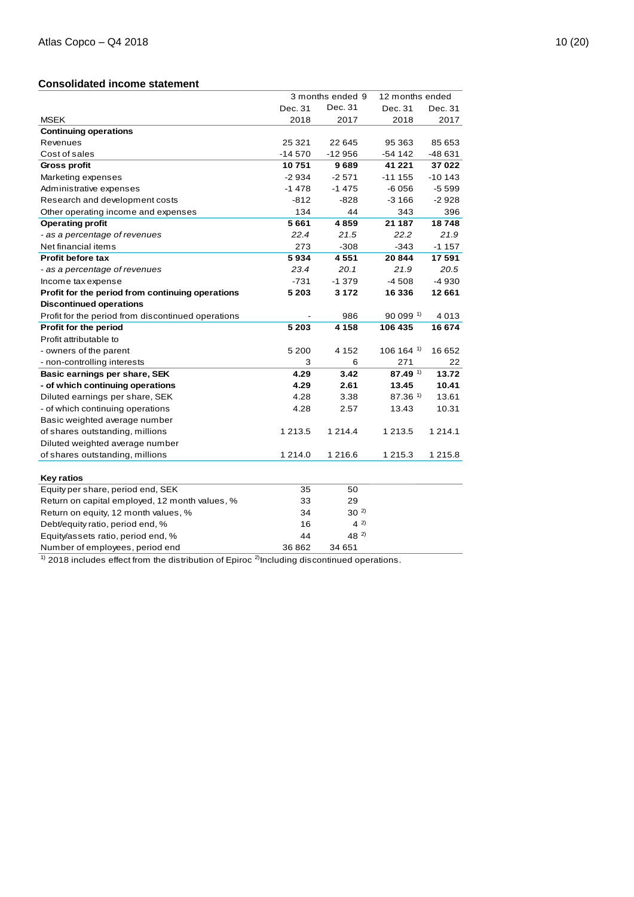## Consolidated income statement

| MSEK | 3 months ended Dec. 31 2018 | 3 months ended Dec. 31 2017 | 12 months ended Dec. 31 2018 | 12 months ended Dec. 31 2017 |
|---|---|---|---|---|
| **Continuing operations** | | | | |
| Revenues | 25 321 | 22 645 | 95 363 | 85 653 |
| Cost of sales | -14 570 | -12 956 | -54 142 | -48 631 |
| **Gross profit** | **10 751** | **9 689** | **41 221** | **37 022** |
| Marketing expenses | -2 934 | -2 571 | -11 155 | -10 143 |
| Administrative expenses | -1 478 | -1 475 | -6 056 | -5 599 |
| Research and development costs | -812 | -828 | -3 166 | -2 928 |
| Other operating income and expenses | 134 | 44 | 343 | 396 |
| **Operating profit** | **5 661** | **4 859** | **21 187** | **18 748** |
| *- as a percentage of revenues* | *22.4* | *21.5* | *22.2* | *21.9* |
| Net financial items | 273 | -308 | -343 | -1 157 |
| **Profit before tax** | **5 934** | **4 551** | **20 844** | **17 591** |
| *- as a percentage of revenues* | *23.4* | *20.1* | *21.9* | *20.5* |
| Income tax expense | -731 | -1 379 | -4 508 | -4 930 |
| **Profit for the period from continuing operations** | **5 203** | **3 172** | **16 336** | **12 661** |
| **Discontinued operations** | | | | |
| Profit for the period from discontinued operations | - | 986 | 90 099 [1] | 4 013 |
| **Profit for the period** | **5 203** | **4 158** | **106 435** | **16 674** |
| Profit attributable to | | | | |
| - owners of the parent | 5 200 | 4 152 | 106 164 [1] | 16 652 |
| - non-controlling interests | 3 | 6 | 271 | 22 |
| **Basic earnings per share, SEK** | **4.29** | **3.42** | **87.49 [1]** | **13.72** |
| **- of which continuing operations** | **4.29** | **2.61** | **13.45** | **10.41** |
| Diluted earnings per share, SEK | 4.28 | 3.38 | 87.36 [1] | 13.61 |
| - of which continuing operations | 4.28 | 2.57 | 13.43 | 10.31 |
| Basic weighted average number of shares outstanding, millions | 1 213.5 | 1 214.4 | 1 213.5 | 1 214.1 |
| Diluted weighted average number of shares outstanding, millions | 1 214.0 | 1 216.6 | 1 215.3 | 1 215.8 |

| **Key ratios** | | |
|---|---|---|
| Equity per share, period end, SEK | 35 | 50 |
| Return on capital employed, 12 month values, % | 33 | 29 |
| Return on equity, 12 month values, % | 34 | 30 [2] |
| Debt/equity ratio, period end, % | 16 | 4 [2] |
| Equity/assets ratio, period end, % | 44 | 48 [2] |
| Number of employees, period end | 36 862 | 34 651 |

[1] 2018 includes effect from the distribution of Epiroc [2] Including discontinued operations.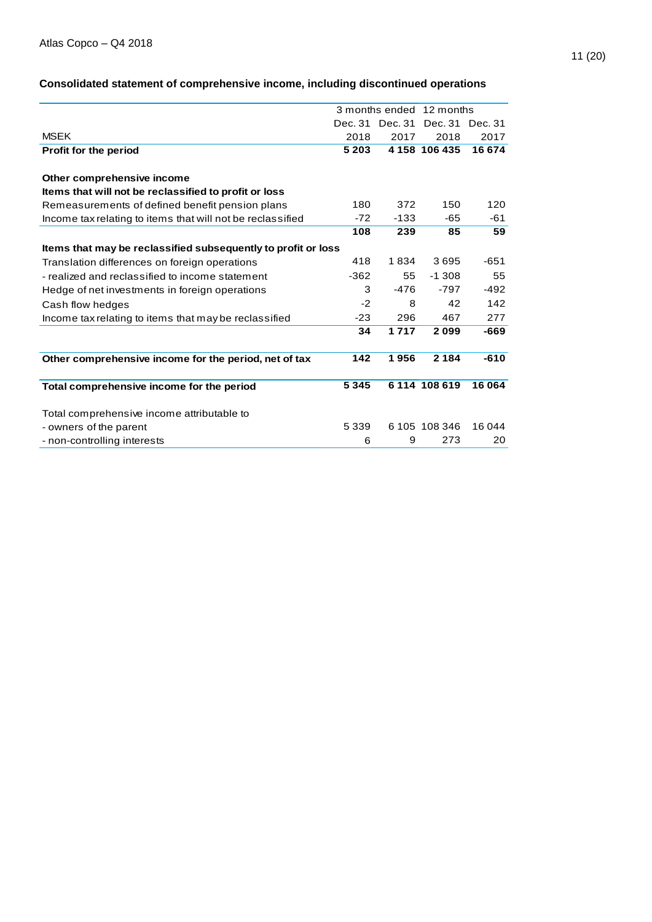## Consolidated statement of comprehensive income, including discontinued operations

| | 3 months ended | | 12 months | |
|---|---|---|---|---|
| | Dec. 31 | Dec. 31 | Dec. 31 | Dec. 31 |
| MSEK | 2018 | 2017 | 2018 | 2017 |
| **Profit for the period** | **5 203** | **4 158** | **106 435** | **16 674** |
| | | | | |
| **Other comprehensive income** | | | | |
| **Items that will not be reclassified to profit or loss** | | | | |
| Remeasurements of defined benefit pension plans | 180 | 372 | 150 | 120 |
| Income tax relating to items that will not be reclassified | -72 | -133 | -65 | -61 |
| | **108** | **239** | **85** | **59** |
| **Items that may be reclassified subsequently to profit or loss** | | | | |
| Translation differences on foreign operations | 418 | 1 834 | 3 695 | -651 |
| - realized and reclassified to income statement | -362 | 55 | -1 308 | 55 |
| Hedge of net investments in foreign operations | 3 | -476 | -797 | -492 |
| Cash flow hedges | -2 | 8 | 42 | 142 |
| Income tax relating to items that may be reclassified | -23 | 296 | 467 | 277 |
| | **34** | **1 717** | **2 099** | **-669** |
| | | | | |
| **Other comprehensive income for the period, net of tax** | **142** | **1 956** | **2 184** | **-610** |
| | | | | |
| **Total comprehensive income for the period** | **5 345** | **6 114** | **108 619** | **16 064** |
| | | | | |
| Total comprehensive income attributable to | | | | |
| - owners of the parent | 5 339 | 6 105 | 108 346 | 16 044 |
| - non-controlling interests | 6 | 9 | 273 | 20 |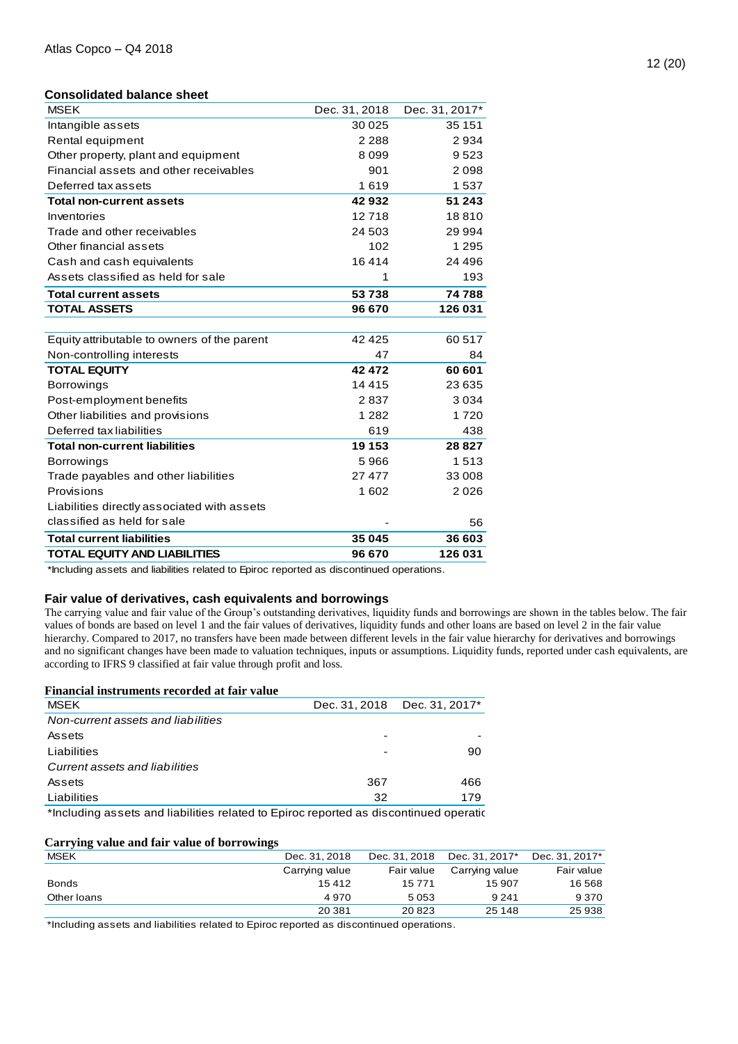## Consolidated balance sheet

| MSEK | Dec. 31, 2018 | Dec. 31, 2017* |
|---|---|---|
| Intangible assets | 30 025 | 35 151 |
| Rental equipment | 2 288 | 2 934 |
| Other property, plant and equipment | 8 099 | 9 523 |
| Financial assets and other receivables | 901 | 2 098 |
| Deferred tax assets | 1 619 | 1 537 |
| **Total non-current assets** | **42 932** | **51 243** |
| Inventories | 12 718 | 18 810 |
| Trade and other receivables | 24 503 | 29 994 |
| Other financial assets | 102 | 1 295 |
| Cash and cash equivalents | 16 414 | 24 496 |
| Assets classified as held for sale | 1 | 193 |
| **Total current assets** | **53 738** | **74 788** |
| **TOTAL ASSETS** | **96 670** | **126 031** |
| | | |
| Equity attributable to owners of the parent | 42 425 | 60 517 |
| Non-controlling interests | 47 | 84 |
| **TOTAL EQUITY** | **42 472** | **60 601** |
| Borrowings | 14 415 | 23 635 |
| Post-employment benefits | 2 837 | 3 034 |
| Other liabilities and provisions | 1 282 | 1 720 |
| Deferred tax liabilities | 619 | 438 |
| **Total non-current liabilities** | **19 153** | **28 827** |
| Borrowings | 5 966 | 1 513 |
| Trade payables and other liabilities | 27 477 | 33 008 |
| Provisions | 1 602 | 2 026 |
| Liabilities directly associated with assets classified as held for sale | - | 56 |
| **Total current liabilities** | **35 045** | **36 603** |
| **TOTAL EQUITY AND LIABILITIES** | **96 670** | **126 031** |

*Including assets and liabilities related to Epiroc reported as discontinued operations.

### Fair value of derivatives, cash equivalents and borrowings

The carrying value and fair value of the Group's outstanding derivatives, liquidity funds and borrowings are shown in the tables below. The fair values of bonds are based on level 1 and the fair values of derivatives, liquidity funds and other loans are based on level 2 in the fair value hierarchy. Compared to 2017, no transfers have been made between different levels in the fair value hierarchy for derivatives and borrowings and no significant changes have been made to valuation techniques, inputs or assumptions. Liquidity funds, reported under cash equivalents, are according to IFRS 9 classified at fair value through profit and loss.

### Financial instruments recorded at fair value

| MSEK | Dec. 31, 2018 | Dec. 31, 2017* |
|---|---|---|
| *Non-current assets and liabilities* | | |
| Assets | - | - |
| Liabilities | - | 90 |
| *Current assets and liabilities* | | |
| Assets | 367 | 466 |
| Liabilities | 32 | 179 |

*Including assets and liabilities related to Epiroc reported as discontinued operatic

### Carrying value and fair value of borrowings

| MSEK | Dec. 31, 2018 | Dec. 31, 2018 | Dec. 31, 2017* | Dec. 31, 2017* |
|---|---|---|---|---|
| | Carrying value | Fair value | Carrying value | Fair value |
| Bonds | 15 412 | 15 771 | 15 907 | 16 568 |
| Other loans | 4 970 | 5 053 | 9 241 | 9 370 |
| | 20 381 | 20 823 | 25 148 | 25 938 |

*Including assets and liabilities related to Epiroc reported as discontinued operations.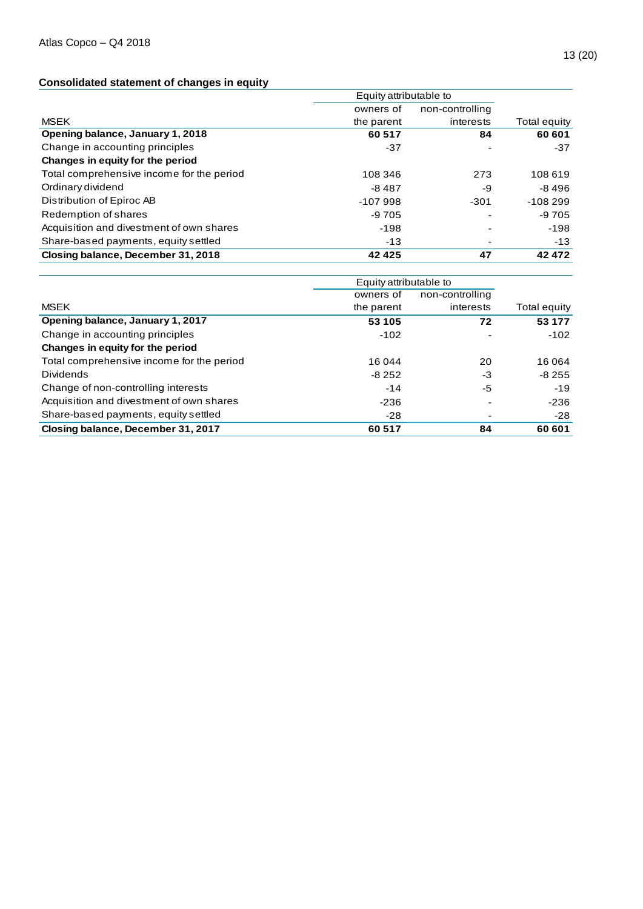## Consolidated statement of changes in equity

| | Equity attributable to | | |
|---|---|---|---|
| MSEK | owners of the parent | non-controlling interests | Total equity |
| **Opening balance, January 1, 2018** | **60 517** | **84** | **60 601** |
| Change in accounting principles | -37 | - | -37 |
| **Changes in equity for the period** | | | |
| Total comprehensive income for the period | 108 346 | 273 | 108 619 |
| Ordinary dividend | -8 487 | -9 | -8 496 |
| Distribution of Epiroc AB | -107 998 | -301 | -108 299 |
| Redemption of shares | -9 705 | - | -9 705 |
| Acquisition and divestment of own shares | -198 | - | -198 |
| Share-based payments, equity settled | -13 | - | -13 |
| **Closing balance, December 31, 2018** | **42 425** | **47** | **42 472** |

| | Equity attributable to | | |
|---|---|---|---|
| MSEK | owners of the parent | non-controlling interests | Total equity |
| **Opening balance, January 1, 2017** | **53 105** | **72** | **53 177** |
| Change in accounting principles | -102 | - | -102 |
| **Changes in equity for the period** | | | |
| Total comprehensive income for the period | 16 044 | 20 | 16 064 |
| Dividends | -8 252 | -3 | -8 255 |
| Change of non-controlling interests | -14 | -5 | -19 |
| Acquisition and divestment of own shares | -236 | - | -236 |
| Share-based payments, equity settled | -28 | - | -28 |
| **Closing balance, December 31, 2017** | **60 517** | **84** | **60 601** |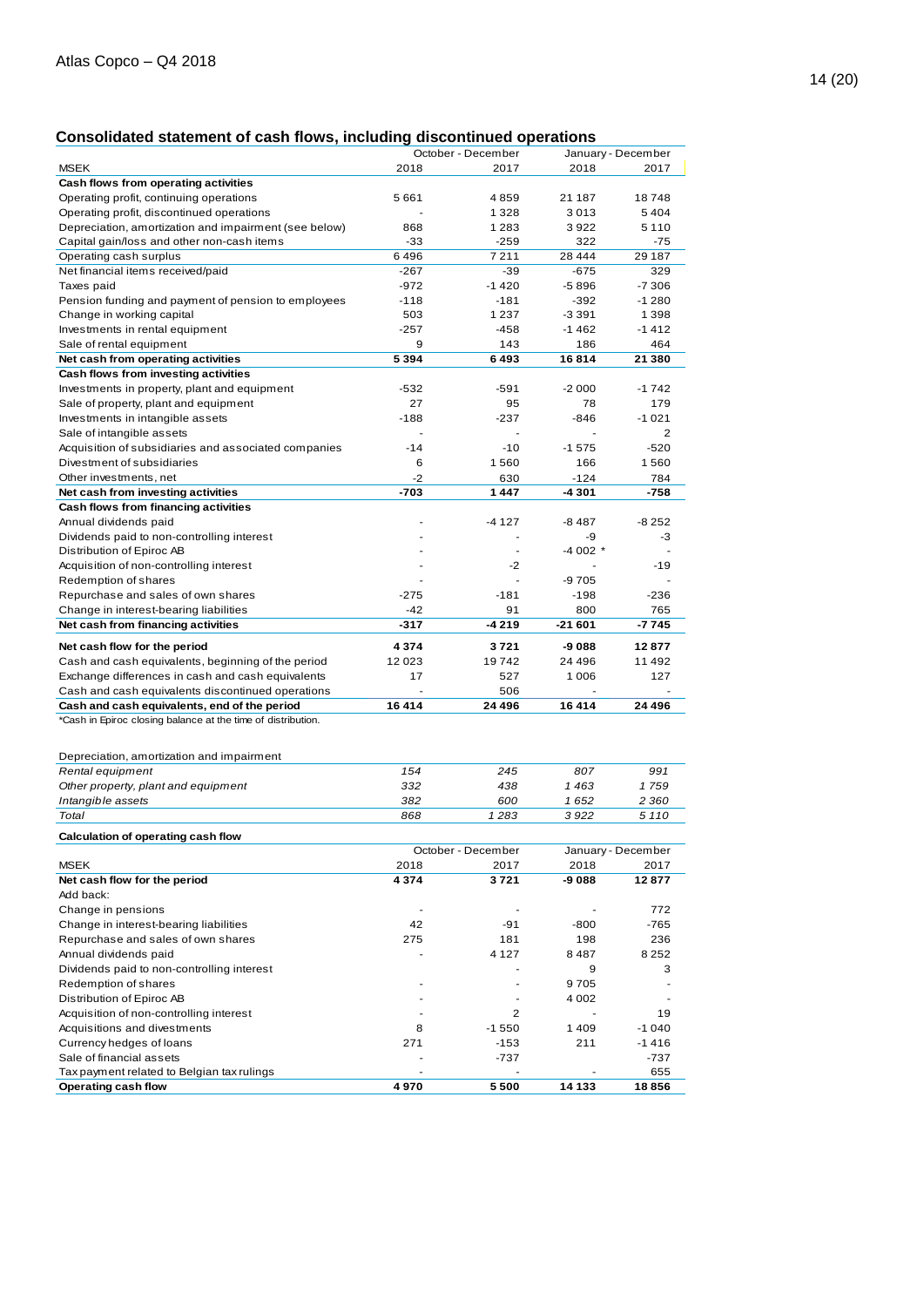## Consolidated statement of cash flows, including discontinued operations

| MSEK | October - December | | January - December | |
|---|---|---|---|---|
| | 2018 | 2017 | 2018 | 2017 |
| **Cash flows from operating activities** | | | | |
| Operating profit, continuing operations | 5 661 | 4 859 | 21 187 | 18 748 |
| Operating profit, discontinued operations | - | 1 328 | 3 013 | 5 404 |
| Depreciation, amortization and impairment (see below) | 868 | 1 283 | 3 922 | 5 110 |
| Capital gain/loss and other non-cash items | -33 | -259 | 322 | -75 |
| Operating cash surplus | 6 496 | 7 211 | 28 444 | 29 187 |
| Net financial items received/paid | -267 | -39 | -675 | 329 |
| Taxes paid | -972 | -1 420 | -5 896 | -7 306 |
| Pension funding and payment of pension to employees | -118 | -181 | -392 | -1 280 |
| Change in working capital | 503 | 1 237 | -3 391 | 1 398 |
| Investments in rental equipment | -257 | -458 | -1 462 | -1 412 |
| Sale of rental equipment | 9 | 143 | 186 | 464 |
| **Net cash from operating activities** | **5 394** | **6 493** | **16 814** | **21 380** |
| **Cash flows from investing activities** | | | | |
| Investments in property, plant and equipment | -532 | -591 | -2 000 | -1 742 |
| Sale of property, plant and equipment | 27 | 95 | 78 | 179 |
| Investments in intangible assets | -188 | -237 | -846 | -1 021 |
| Sale of intangible assets | - | - | - | 2 |
| Acquisition of subsidiaries and associated companies | -14 | -10 | -1 575 | -520 |
| Divestment of subsidiaries | 6 | 1 560 | 166 | 1 560 |
| Other investments, net | -2 | 630 | -124 | 784 |
| **Net cash from investing activities** | **-703** | **1 447** | **-4 301** | **-758** |
| **Cash flows from financing activities** | | | | |
| Annual dividends paid | - | -4 127 | -8 487 | -8 252 |
| Dividends paid to non-controlling interest | - | - | -9 | -3 |
| Distribution of Epiroc AB | - | - | -4 002 * | - |
| Acquisition of non-controlling interest | - | -2 | - | -19 |
| Redemption of shares | - | - | -9 705 | - |
| Repurchase and sales of own shares | -275 | -181 | -198 | -236 |
| Change in interest-bearing liabilities | -42 | 91 | 800 | 765 |
| **Net cash from financing activities** | **-317** | **-4 219** | **-21 601** | **-7 745** |
| **Net cash flow for the period** | **4 374** | **3 721** | **-9 088** | **12 877** |
| Cash and cash equivalents, beginning of the period | 12 023 | 19 742 | 24 496 | 11 492 |
| Exchange differences in cash and cash equivalents | 17 | 527 | 1 006 | 127 |
| Cash and cash equivalents discontinued operations | - | 506 | - | - |
| **Cash and cash equivalents, end of the period** | **16 414** | **24 496** | **16 414** | **24 496** |

*Cash in Epiroc closing balance at the time of distribution.

| Depreciation, amortization and impairment | | | | |
|---|---|---|---|---|
| *Rental equipment* | *154* | *245* | *807* | *991* |
| *Other property, plant and equipment* | *332* | *438* | *1 463* | *1 759* |
| *Intangible assets* | *382* | *600* | *1 652* | *2 360* |
| *Total* | *868* | *1 283* | *3 922* | *5 110* |

**Calculation of operating cash flow**

| MSEK | October - December | | January - December | |
|---|---|---|---|---|
| | 2018 | 2017 | 2018 | 2017 |
| **Net cash flow for the period** | **4 374** | **3 721** | **-9 088** | **12 877** |
| Add back: | | | | |
| Change in pensions | - | - | - | 772 |
| Change in interest-bearing liabilities | 42 | -91 | -800 | -765 |
| Repurchase and sales of own shares | 275 | 181 | 198 | 236 |
| Annual dividends paid | - | 4 127 | 8 487 | 8 252 |
| Dividends paid to non-controlling interest | | - | 9 | 3 |
| Redemption of shares | - | - | 9 705 | - |
| Distribution of Epiroc AB | - | - | 4 002 | - |
| Acquisition of non-controlling interest | - | 2 | - | 19 |
| Acquisitions and divestments | 8 | -1 550 | 1 409 | -1 040 |
| Currency hedges of loans | 271 | -153 | 211 | -1 416 |
| Sale of financial assets | - | -737 | | -737 |
| Tax payment related to Belgian tax rulings | - | - | - | 655 |
| **Operating cash flow** | **4 970** | **5 500** | **14 133** | **18 856** |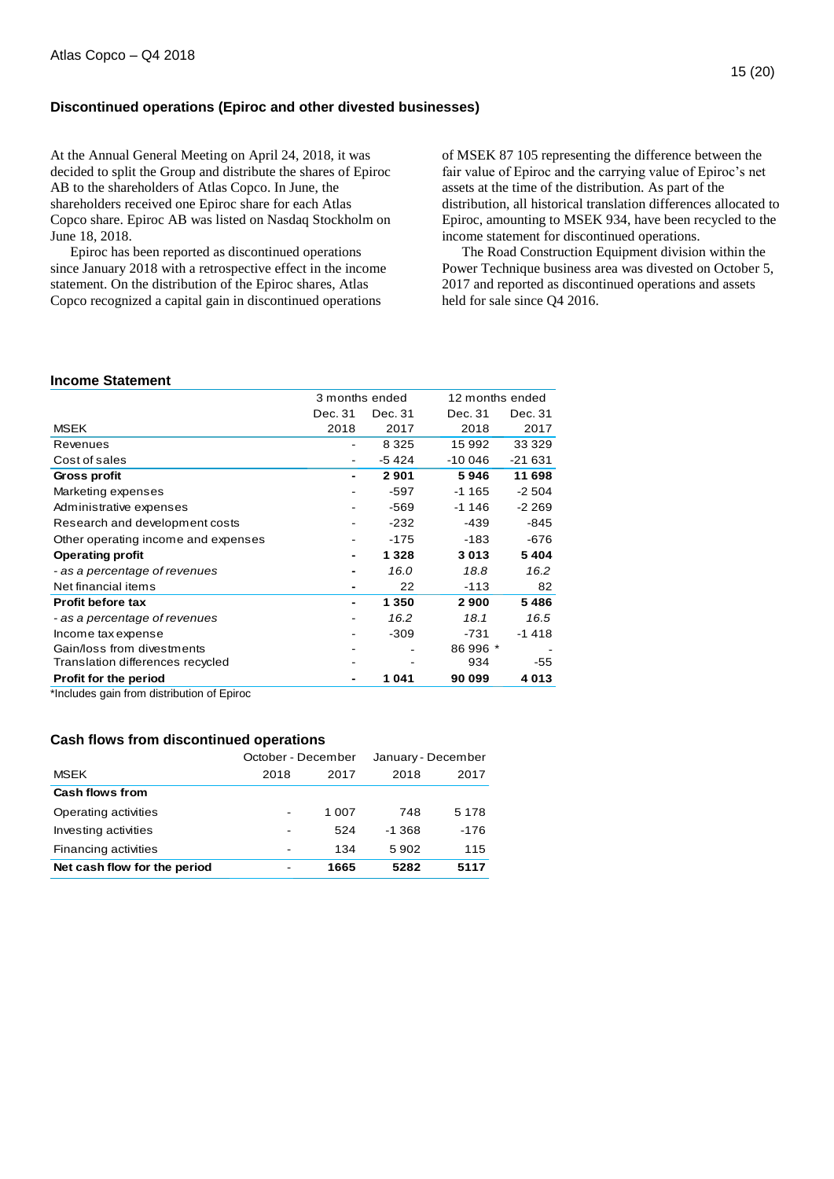## Discontinued operations (Epiroc and other divested businesses)

At the Annual General Meeting on April 24, 2018, it was decided to split the Group and distribute the shares of Epiroc AB to the shareholders of Atlas Copco. In June, the shareholders received one Epiroc share for each Atlas Copco share. Epiroc AB was listed on Nasdaq Stockholm on June 18, 2018.

Epiroc has been reported as discontinued operations since January 2018 with a retrospective effect in the income statement. On the distribution of the Epiroc shares, Atlas Copco recognized a capital gain in discontinued operations of MSEK 87 105 representing the difference between the fair value of Epiroc and the carrying value of Epiroc's net assets at the time of the distribution. As part of the distribution, all historical translation differences allocated to Epiroc, amounting to MSEK 934, have been recycled to the income statement for discontinued operations.

The Road Construction Equipment division within the Power Technique business area was divested on October 5, 2017 and reported as discontinued operations and assets held for sale since Q4 2016.

### Income Statement

| | 3 months ended | | 12 months ended | |
|---|---|---|---|---|
| | Dec. 31 | Dec. 31 | Dec. 31 | Dec. 31 |
| MSEK | 2018 | 2017 | 2018 | 2017 |
| Revenues | - | 8 325 | 15 992 | 33 329 |
| Cost of sales | - | -5 424 | -10 046 | -21 631 |
| **Gross profit** | **-** | **2 901** | **5 946** | **11 698** |
| Marketing expenses | - | -597 | -1 165 | -2 504 |
| Administrative expenses | - | -569 | -1 146 | -2 269 |
| Research and development costs | - | -232 | -439 | -845 |
| Other operating income and expenses | - | -175 | -183 | -676 |
| **Operating profit** | **-** | **1 328** | **3 013** | **5 404** |
| *- as a percentage of revenues* | - | *16.0* | *18.8* | *16.2* |
| Net financial items | - | 22 | -113 | 82 |
| **Profit before tax** | **-** | **1 350** | **2 900** | **5 486** |
| *- as a percentage of revenues* | - | *16.2* | *18.1* | *16.5* |
| Income tax expense | - | -309 | -731 | -1 418 |
| Gain/loss from divestments | - | - | 86 996 * | - |
| Translation differences recycled | - | - | 934 | -55 |
| **Profit for the period** | **-** | **1 041** | **90 099** | **4 013** |

*Includes gain from distribution of Epiroc

### Cash flows from discontinued operations

| | October - December | | January - December | |
|---|---|---|---|---|
| MSEK | 2018 | 2017 | 2018 | 2017 |
| **Cash flows from** | | | | |
| Operating activities | - | 1 007 | 748 | 5 178 |
| Investing activities | - | 524 | -1 368 | -176 |
| Financing activities | - | 134 | 5 902 | 115 |
| **Net cash flow for the period** | - | **1665** | **5282** | **5117** |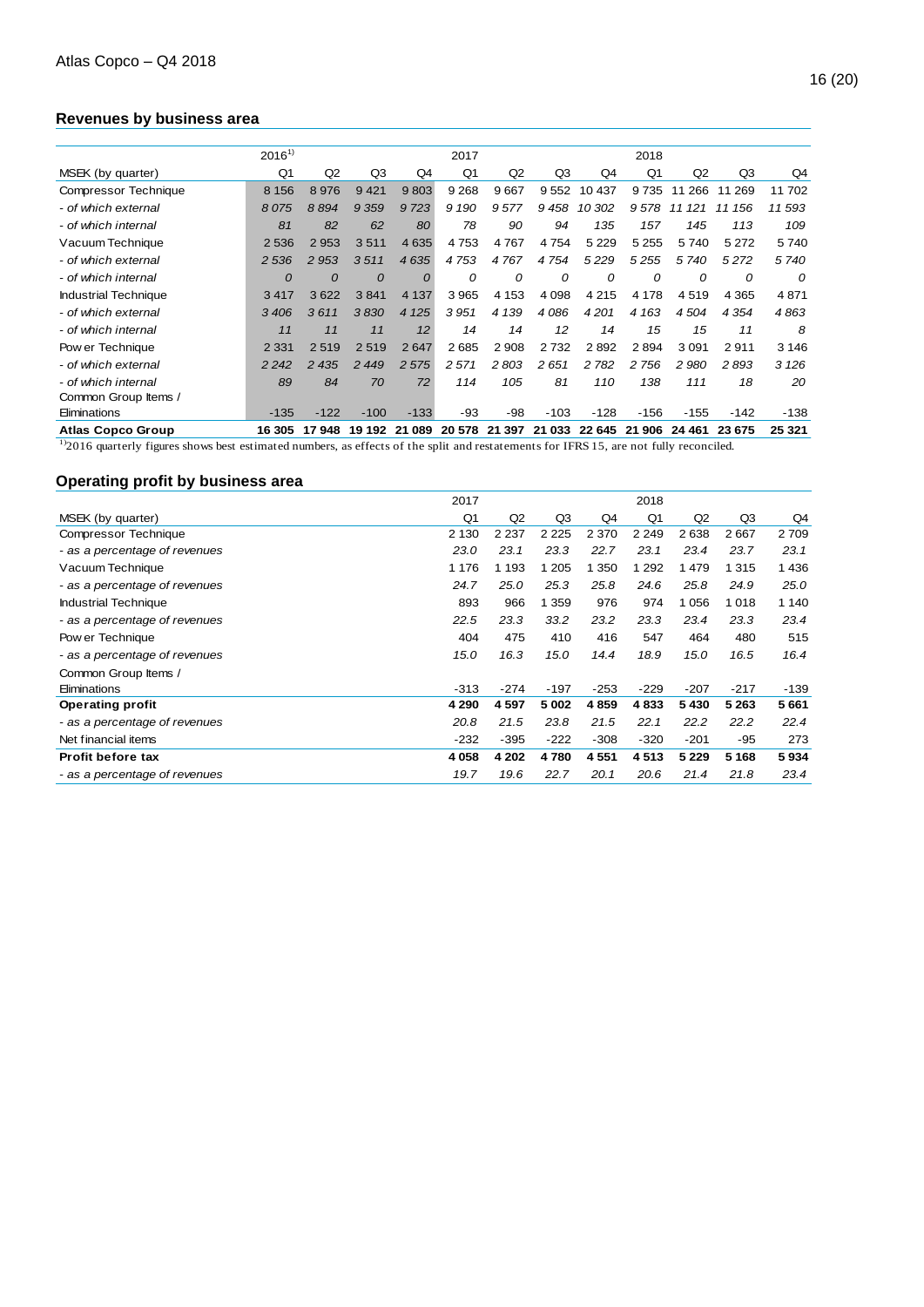## Revenues by business area

| | 2016[1] | | | | 2017 | | | | 2018 | | | |
|---|---|---|---|---|---|---|---|---|---|---|---|---|
| MSEK (by quarter) | Q1 | Q2 | Q3 | Q4 | Q1 | Q2 | Q3 | Q4 | Q1 | Q2 | Q3 | Q4 |
| Compressor Technique | 8 156 | 8 976 | 9 421 | 9 803 | 9 268 | 9 667 | 9 552 | 10 437 | 9 735 | 11 266 | 11 269 | 11 702 |
| *- of which external* | *8 075* | *8 894* | *9 359* | *9 723* | *9 190* | *9 577* | *9 458* | *10 302* | *9 578* | *11 121* | *11 156* | *11 593* |
| *- of which internal* | *81* | *82* | *62* | *80* | *78* | *90* | *94* | *135* | *157* | *145* | *113* | *109* |
| Vacuum Technique | 2 536 | 2 953 | 3 511 | 4 635 | 4 753 | 4 767 | 4 754 | 5 229 | 5 255 | 5 740 | 5 272 | 5 740 |
| *- of which external* | *2 536* | *2 953* | *3 511* | *4 635* | *4 753* | *4 767* | *4 754* | *5 229* | *5 255* | *5 740* | *5 272* | *5 740* |
| *- of which internal* | *0* | *0* | *0* | *0* | *0* | *0* | *0* | *0* | *0* | *0* | *0* | *0* |
| Industrial Technique | 3 417 | 3 622 | 3 841 | 4 137 | 3 965 | 4 153 | 4 098 | 4 215 | 4 178 | 4 519 | 4 365 | 4 871 |
| *- of which external* | *3 406* | *3 611* | *3 830* | *4 125* | *3 951* | *4 139* | *4 086* | *4 201* | *4 163* | *4 504* | *4 354* | *4 863* |
| *- of which internal* | *11* | *11* | *11* | *12* | *14* | *14* | *12* | *14* | *15* | *15* | *11* | *8* |
| Power Technique | 2 331 | 2 519 | 2 519 | 2 647 | 2 685 | 2 908 | 2 732 | 2 892 | 2 894 | 3 091 | 2 911 | 3 146 |
| *- of which external* | *2 242* | *2 435* | *2 449* | *2 575* | *2 571* | *2 803* | *2 651* | *2 782* | *2 756* | *2 980* | *2 893* | *3 126* |
| *- of which internal* | *89* | *84* | *70* | *72* | *114* | *105* | *81* | *110* | *138* | *111* | *18* | *20* |
| Common Group Items / Eliminations | -135 | -122 | -100 | -133 | -93 | -98 | -103 | -128 | -156 | -155 | -142 | -138 |
| **Atlas Copco Group** | **16 305** | **17 948** | **19 192** | **21 089** | **20 578** | **21 397** | **21 033** | **22 645** | **21 906** | **24 461** | **23 675** | **25 321** |

[1] 2016 quarterly figures shows best estimated numbers, as effects of the split and restatements for IFRS 15, are not fully reconciled.

## Operating profit by business area

| | 2017 | | | | 2018 | | | |
|---|---|---|---|---|---|---|---|---|
| MSEK (by quarter) | Q1 | Q2 | Q3 | Q4 | Q1 | Q2 | Q3 | Q4 |
| Compressor Technique | 2 130 | 2 237 | 2 225 | 2 370 | 2 249 | 2 638 | 2 667 | 2 709 |
| *- as a percentage of revenues* | *23.0* | *23.1* | *23.3* | *22.7* | *23.1* | *23.4* | *23.7* | *23.1* |
| Vacuum Technique | 1 176 | 1 193 | 1 205 | 1 350 | 1 292 | 1 479 | 1 315 | 1 436 |
| *- as a percentage of revenues* | *24.7* | *25.0* | *25.3* | *25.8* | *24.6* | *25.8* | *24.9* | *25.0* |
| Industrial Technique | 893 | 966 | 1 359 | 976 | 974 | 1 056 | 1 018 | 1 140 |
| *- as a percentage of revenues* | *22.5* | *23.3* | *33.2* | *23.2* | *23.3* | *23.4* | *23.3* | *23.4* |
| Power Technique | 404 | 475 | 410 | 416 | 547 | 464 | 480 | 515 |
| *- as a percentage of revenues* | *15.0* | *16.3* | *15.0* | *14.4* | *18.9* | *15.0* | *16.5* | *16.4* |
| Common Group Items / Eliminations | -313 | -274 | -197 | -253 | -229 | -207 | -217 | -139 |
| **Operating profit** | **4 290** | **4 597** | **5 002** | **4 859** | **4 833** | **5 430** | **5 263** | **5 661** |
| *- as a percentage of revenues* | *20.8* | *21.5* | *23.8* | *21.5* | *22.1* | *22.2* | *22.2* | *22.4* |
| Net financial items | -232 | -395 | -222 | -308 | -320 | -201 | -95 | 273 |
| **Profit before tax** | **4 058** | **4 202** | **4 780** | **4 551** | **4 513** | **5 229** | **5 168** | **5 934** |
| *- as a percentage of revenues* | *19.7* | *19.6* | *22.7* | *20.1* | *20.6* | *21.4* | *21.8* | *23.4* |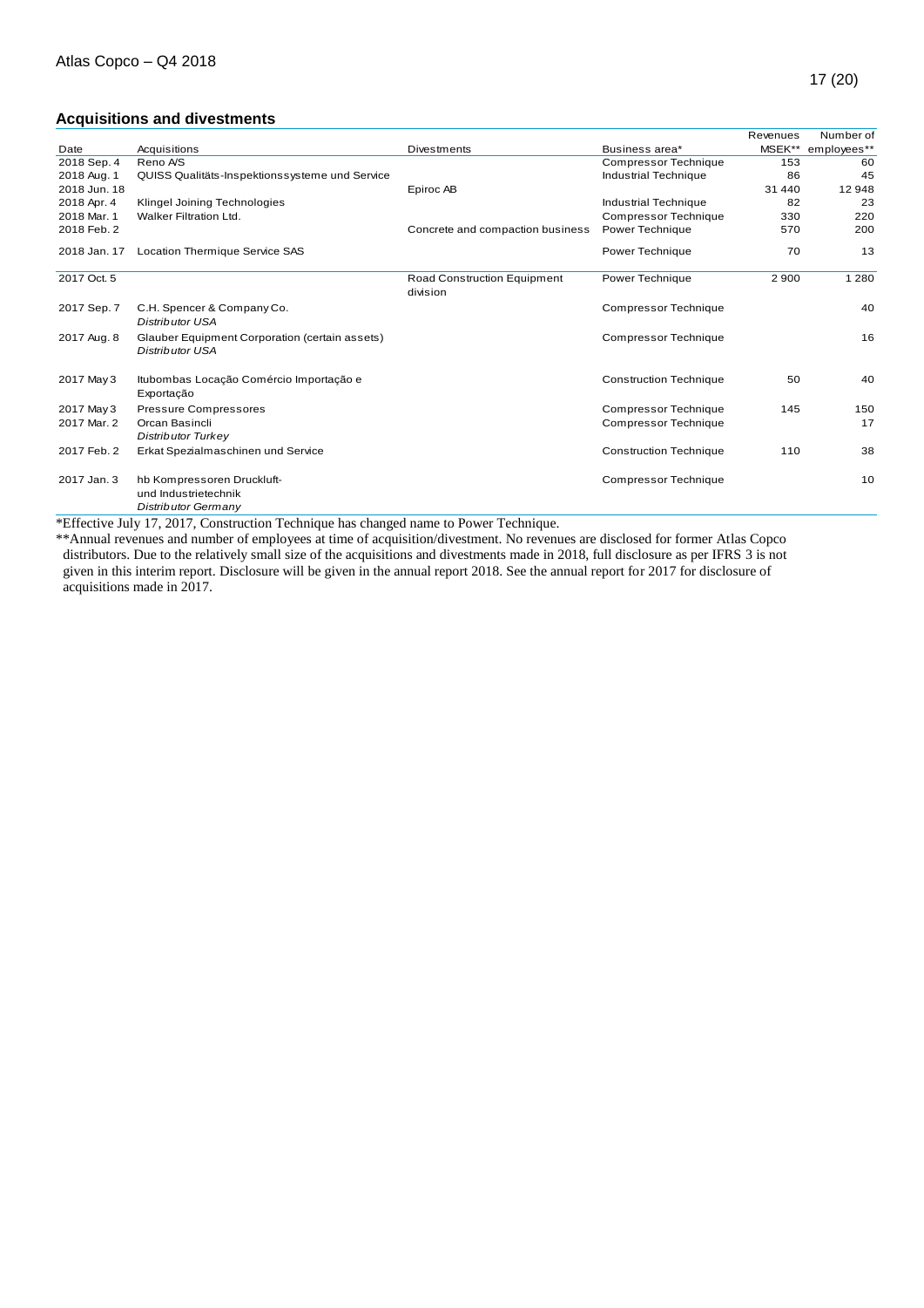## Acquisitions and divestments

| Date | Acquisitions | Divestments | Business area* | Revenues MSEK** | Number of employees** |
|---|---|---|---|---|---|
| 2018 Sep. 4 | Reno A/S | | Compressor Technique | 153 | 60 |
| 2018 Aug. 1 | QUISS Qualitäts-Inspektionssysteme und Service | | Industrial Technique | 86 | 45 |
| 2018 Jun. 18 | | Epiroc AB | | 31 440 | 12 948 |
| 2018 Apr. 4 | Klingel Joining Technologies | | Industrial Technique | 82 | 23 |
| 2018 Mar. 1 | Walker Filtration Ltd. | | Compressor Technique | 330 | 220 |
| 2018 Feb. 2 | | Concrete and compaction business | Power Technique | 570 | 200 |
| 2018 Jan. 17 | Location Thermique Service SAS | | Power Technique | 70 | 13 |
| 2017 Oct. 5 | | Road Construction Equipment division | Power Technique | 2 900 | 1 280 |
| 2017 Sep. 7 | C.H. Spencer & Company Co. *Distributor USA* | | Compressor Technique | | 40 |
| 2017 Aug. 8 | Glauber Equipment Corporation (certain assets) *Distributor USA* | | Compressor Technique | | 16 |
| 2017 May 3 | Itubombas Locação Comércio Importação e Exportação | | Construction Technique | 50 | 40 |
| 2017 May 3 | Pressure Compressores | | Compressor Technique | 145 | 150 |
| 2017 Mar. 2 | Orcan Basincli *Distributor Turkey* | | Compressor Technique | | 17 |
| 2017 Feb. 2 | Erkat Spezialmaschinen und Service | | Construction Technique | 110 | 38 |
| 2017 Jan. 3 | hb Kompressoren Druckluft- und Industrietechnik *Distributor Germany* | | Compressor Technique | | 10 |

*Effective July 17, 2017, Construction Technique has changed name to Power Technique.

**Annual revenues and number of employees at time of acquisition/divestment. No revenues are disclosed for former Atlas Copco distributors. Due to the relatively small size of the acquisitions and divestments made in 2018, full disclosure as per IFRS 3 is not given in this interim report. Disclosure will be given in the annual report 2018. See the annual report for 2017 for disclosure of acquisitions made in 2017.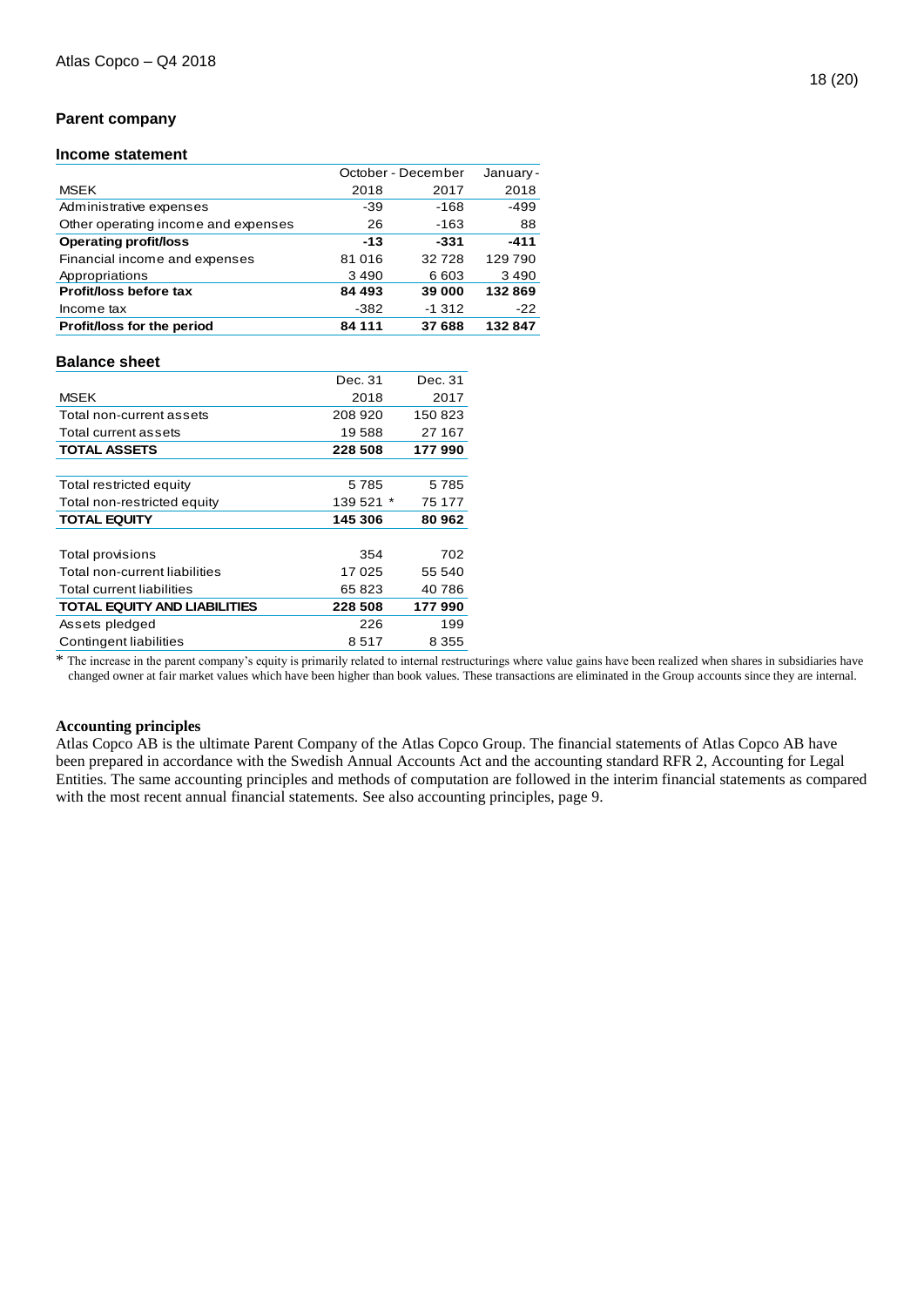## Parent company

### Income statement

| MSEK | October - December 2018 | October - December 2017 | January - 2018 |
|---|---|---|---|
| Administrative expenses | -39 | -168 | -499 |
| Other operating income and expenses | 26 | -163 | 88 |
| **Operating profit/loss** | **-13** | **-331** | **-411** |
| Financial income and expenses | 81 016 | 32 728 | 129 790 |
| Appropriations | 3 490 | 6 603 | 3 490 |
| **Profit/loss before tax** | **84 493** | **39 000** | **132 869** |
| Income tax | -382 | -1 312 | -22 |
| **Profit/loss for the period** | **84 111** | **37 688** | **132 847** |

### Balance sheet

| MSEK | Dec. 31 2018 | Dec. 31 2017 |
|---|---|---|
| Total non-current assets | 208 920 | 150 823 |
| Total current assets | 19 588 | 27 167 |
| **TOTAL ASSETS** | **228 508** | **177 990** |
| | | |
| Total restricted equity | 5 785 | 5 785 |
| Total non-restricted equity | 139 521 * | 75 177 |
| **TOTAL EQUITY** | **145 306** | **80 962** |
| | | |
| Total provisions | 354 | 702 |
| Total non-current liabilities | 17 025 | 55 540 |
| Total current liabilities | 65 823 | 40 786 |
| **TOTAL EQUITY AND LIABILITIES** | **228 508** | **177 990** |
| Assets pledged | 226 | 199 |
| Contingent liabilities | 8 517 | 8 355 |

* The increase in the parent company's equity is primarily related to internal restructurings where value gains have been realized when shares in subsidiaries have changed owner at fair market values which have been higher than book values. These transactions are eliminated in the Group accounts since they are internal.

### Accounting principles

Atlas Copco AB is the ultimate Parent Company of the Atlas Copco Group. The financial statements of Atlas Copco AB have been prepared in accordance with the Swedish Annual Accounts Act and the accounting standard RFR 2, Accounting for Legal Entities. The same accounting principles and methods of computation are followed in the interim financial statements as compared with the most recent annual financial statements. See also accounting principles, page 9.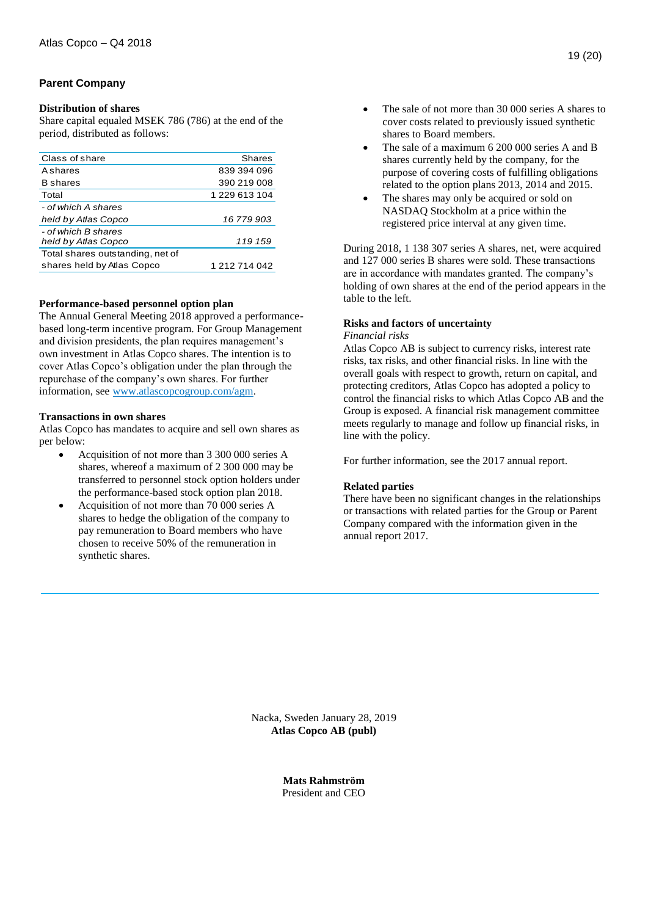## Parent Company

### Distribution of shares

Share capital equaled MSEK 786 (786) at the end of the period, distributed as follows:

| Class of share | Shares |
|---|---|
| A shares | 839 394 096 |
| B shares | 390 219 008 |
| Total | 1 229 613 104 |
| *- of which A shares held by Atlas Copco* | *16 779 903* |
| *- of which B shares held by Atlas Copco* | *119 159* |
| Total shares outstanding, net of shares held by Atlas Copco | 1 212 714 042 |

### Performance-based personnel option plan

The Annual General Meeting 2018 approved a performance-based long-term incentive program. For Group Management and division presidents, the plan requires management's own investment in Atlas Copco shares. The intention is to cover Atlas Copco's obligation under the plan through the repurchase of the company's own shares. For further information, see www.atlascopcogroup.com/agm.

### Transactions in own shares

Atlas Copco has mandates to acquire and sell own shares as per below:

- Acquisition of not more than 3 300 000 series A shares, whereof a maximum of 2 300 000 may be transferred to personnel stock option holders under the performance-based stock option plan 2018.
- Acquisition of not more than 70 000 series A shares to hedge the obligation of the company to pay remuneration to Board members who have chosen to receive 50% of the remuneration in synthetic shares.
- The sale of not more than 30 000 series A shares to cover costs related to previously issued synthetic shares to Board members.
- The sale of a maximum 6 200 000 series A and B shares currently held by the company, for the purpose of covering costs of fulfilling obligations related to the option plans 2013, 2014 and 2015.
- The shares may only be acquired or sold on NASDAQ Stockholm at a price within the registered price interval at any given time.

During 2018, 1 138 307 series A shares, net, were acquired and 127 000 series B shares were sold. These transactions are in accordance with mandates granted. The company's holding of own shares at the end of the period appears in the table to the left.

### Risks and factors of uncertainty

*Financial risks*

Atlas Copco AB is subject to currency risks, interest rate risks, tax risks, and other financial risks. In line with the overall goals with respect to growth, return on capital, and protecting creditors, Atlas Copco has adopted a policy to control the financial risks to which Atlas Copco AB and the Group is exposed. A financial risk management committee meets regularly to manage and follow up financial risks, in line with the policy.

For further information, see the 2017 annual report.

### Related parties

There have been no significant changes in the relationships or transactions with related parties for the Group or Parent Company compared with the information given in the annual report 2017.

Nacka, Sweden January 28, 2019

**Atlas Copco AB (publ)**

**Mats Rahmström**

President and CEO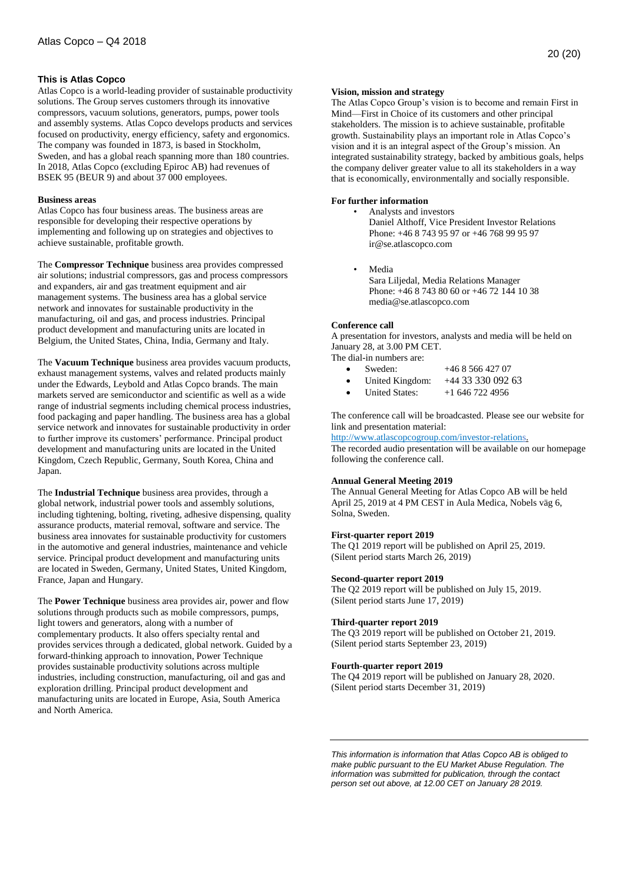### This is Atlas Copco

Atlas Copco is a world-leading provider of sustainable productivity solutions. The Group serves customers through its innovative compressors, vacuum solutions, generators, pumps, power tools and assembly systems. Atlas Copco develops products and services focused on productivity, energy efficiency, safety and ergonomics. The company was founded in 1873, is based in Stockholm, Sweden, and has a global reach spanning more than 180 countries. In 2018, Atlas Copco (excluding Epiroc AB) had revenues of BSEK 95 (BEUR 9) and about 37 000 employees.

**Business areas**

Atlas Copco has four business areas. The business areas are responsible for developing their respective operations by implementing and following up on strategies and objectives to achieve sustainable, profitable growth.

The **Compressor Technique** business area provides compressed air solutions; industrial compressors, gas and process compressors and expanders, air and gas treatment equipment and air management systems. The business area has a global service network and innovates for sustainable productivity in the manufacturing, oil and gas, and process industries. Principal product development and manufacturing units are located in Belgium, the United States, China, India, Germany and Italy.

The **Vacuum Technique** business area provides vacuum products, exhaust management systems, valves and related products mainly under the Edwards, Leybold and Atlas Copco brands. The main markets served are semiconductor and scientific as well as a wide range of industrial segments including chemical process industries, food packaging and paper handling. The business area has a global service network and innovates for sustainable productivity in order to further improve its customers' performance. Principal product development and manufacturing units are located in the United Kingdom, Czech Republic, Germany, South Korea, China and Japan.

The **Industrial Technique** business area provides, through a global network, industrial power tools and assembly solutions, including tightening, bolting, riveting, adhesive dispensing, quality assurance products, material removal, software and service. The business area innovates for sustainable productivity for customers in the automotive and general industries, maintenance and vehicle service. Principal product development and manufacturing units are located in Sweden, Germany, United States, United Kingdom, France, Japan and Hungary.

The **Power Technique** business area provides air, power and flow solutions through products such as mobile compressors, pumps, light towers and generators, along with a number of complementary products. It also offers specialty rental and provides services through a dedicated, global network. Guided by a forward-thinking approach to innovation, Power Technique provides sustainable productivity solutions across multiple industries, including construction, manufacturing, oil and gas and exploration drilling. Principal product development and manufacturing units are located in Europe, Asia, South America and North America.

**Vision, mission and strategy**

The Atlas Copco Group's vision is to become and remain First in Mind—First in Choice of its customers and other principal stakeholders. The mission is to achieve sustainable, profitable growth. Sustainability plays an important role in Atlas Copco's vision and it is an integral aspect of the Group's mission. An integrated sustainability strategy, backed by ambitious goals, helps the company deliver greater value to all its stakeholders in a way that is economically, environmentally and socially responsible.

**For further information**

- Analysts and investors
  Daniel Althoff, Vice President Investor Relations
  Phone: +46 8 743 95 97 or +46 768 99 95 97
  ir@se.atlascopco.com

- Media
  Sara Liljedal, Media Relations Manager
  Phone: +46 8 743 80 60 or +46 72 144 10 38
  media@se.atlascopco.com

**Conference call**

A presentation for investors, analysts and media will be held on January 28, at 3.00 PM CET.

The dial-in numbers are:

- Sweden: +46 8 566 427 07
- United Kingdom: +44 33 330 092 63
- United States: +1 646 722 4956

The conference call will be broadcasted. Please see our website for link and presentation material:
http://www.atlascopcogroup.com/investor-relations.
The recorded audio presentation will be available on our homepage following the conference call.

**Annual General Meeting 2019**

The Annual General Meeting for Atlas Copco AB will be held April 25, 2019 at 4 PM CEST in Aula Medica, Nobels väg 6, Solna, Sweden.

**First-quarter report 2019**

The Q1 2019 report will be published on April 25, 2019.
(Silent period starts March 26, 2019)

**Second-quarter report 2019**

The Q2 2019 report will be published on July 15, 2019.
(Silent period starts June 17, 2019)

**Third-quarter report 2019**

The Q3 2019 report will be published on October 21, 2019.
(Silent period starts September 23, 2019)

**Fourth-quarter report 2019**

The Q4 2019 report will be published on January 28, 2020.
(Silent period starts December 31, 2019)

---

*This information is information that Atlas Copco AB is obliged to make public pursuant to the EU Market Abuse Regulation. The information was submitted for publication, through the contact person set out above, at 12.00 CET on January 28 2019.*